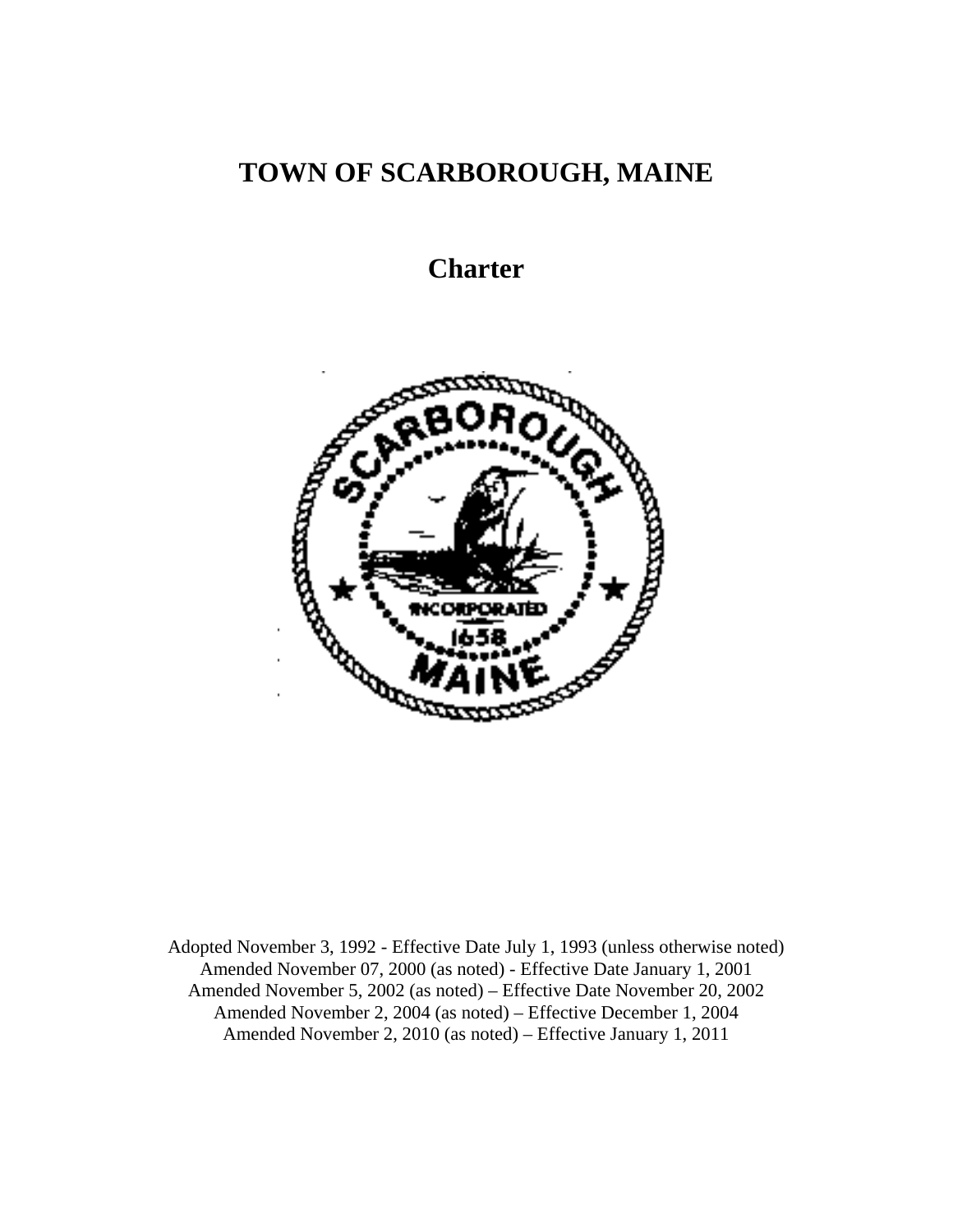# TOWN OF SCARBOROUGH, MAINE

## Charter

Adopted November 3, 1992 - Effective Date July 1, 1993 (unless otherwise noted)
Amended November 07, 2000 (as noted) - Effective Date January 1, 2001
Amended November 5, 2002 (as noted) – Effective Date November 20, 2002
Amended November 2, 2004 (as noted) – Effective December 1, 2004
Amended November 2, 2010 (as noted) – Effective January 1, 2011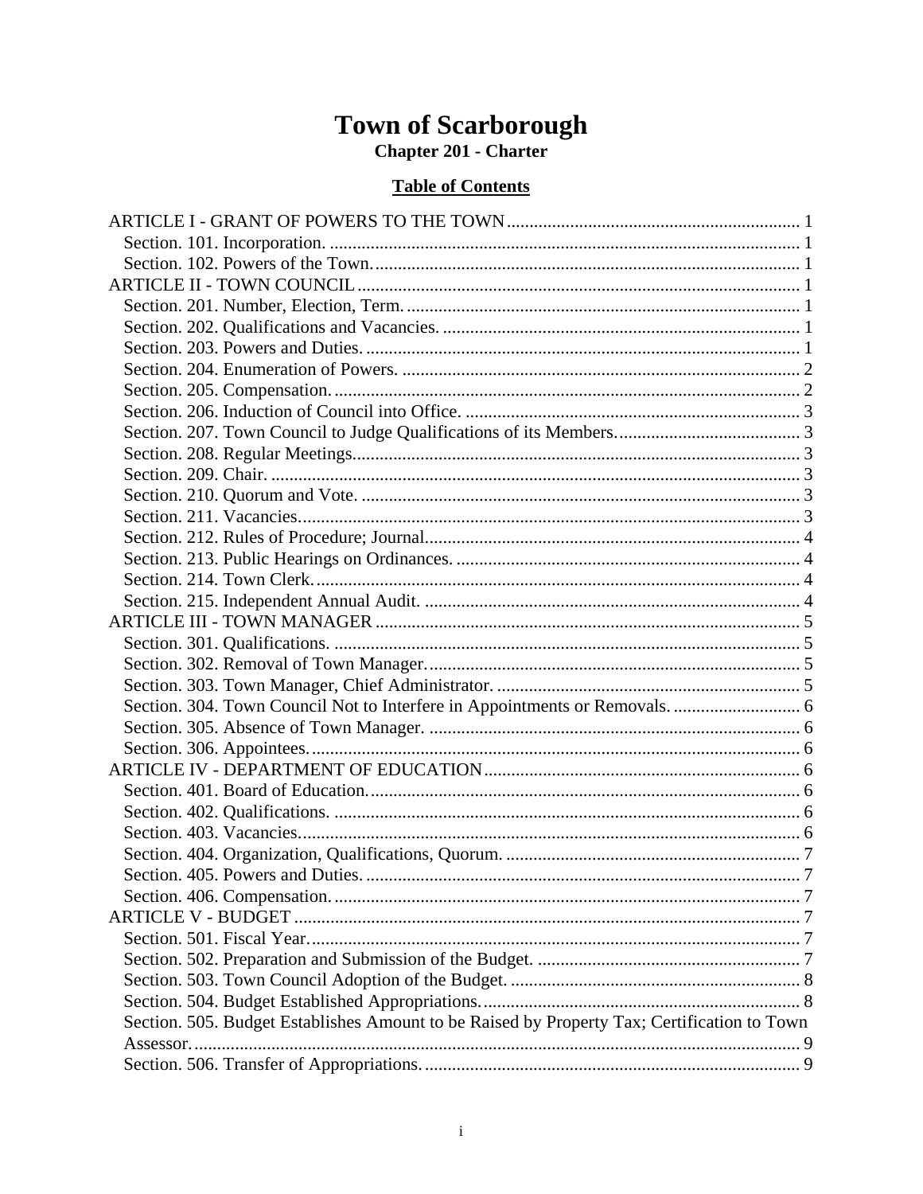# Town of Scarborough

## Chapter 201 - Charter

### Table of Contents

ARTICLE I - GRANT OF POWERS TO THE TOWN ................................................................ 1
- Section. 101. Incorporation. ....................................................................................... 1
- Section. 102. Powers of the Town. .............................................................................. 1

ARTICLE II - TOWN COUNCIL .................................................................................. 1
- Section. 201. Number, Election, Term. ....................................................................... 1
- Section. 202. Qualifications and Vacancies. ............................................................... 1
- Section. 203. Powers and Duties. ................................................................................ 1
- Section. 204. Enumeration of Powers. ....................................................................... 2
- Section. 205. Compensation. ...................................................................................... 2
- Section. 206. Induction of Council into Office. .......................................................... 3
- Section. 207. Town Council to Judge Qualifications of its Members. ........................................ 3
- Section. 208. Regular Meetings. .................................................................................. 3
- Section. 209. Chair. ..................................................................................................... 3
- Section. 210. Quorum and Vote. ................................................................................. 3
- Section. 211. Vacancies. .............................................................................................. 3
- Section. 212. Rules of Procedure; Journal. .................................................................. 4
- Section. 213. Public Hearings on Ordinances. ............................................................ 4
- Section. 214. Town Clerk. ........................................................................................... 4
- Section. 215. Independent Annual Audit. ................................................................... 4

ARTICLE III - TOWN MANAGER .............................................................................. 5
- Section. 301. Qualifications. ....................................................................................... 5
- Section. 302. Removal of Town Manager. ................................................................... 5
- Section. 303. Town Manager, Chief Administrator. .................................................... 5
- Section. 304. Town Council Not to Interfere in Appointments or Removals. ............................ 6
- Section. 305. Absence of Town Manager. .................................................................. 6
- Section. 306. Appointees. ............................................................................................ 6

ARTICLE IV - DEPARTMENT OF EDUCATION ...................................................................... 6
- Section. 401. Board of Education. ............................................................................... 6
- Section. 402. Qualifications. ....................................................................................... 6
- Section. 403. Vacancies. .............................................................................................. 6
- Section. 404. Organization, Qualifications, Quorum. ................................................. 7
- Section. 405. Powers and Duties. ................................................................................ 7
- Section. 406. Compensation. ....................................................................................... 7

ARTICLE V - BUDGET ................................................................................................ 7
- Section. 501. Fiscal Year. ............................................................................................. 7
- Section. 502. Preparation and Submission of the Budget. ........................................... 7
- Section. 503. Town Council Adoption of the Budget. ................................................ 8
- Section. 504. Budget Established Appropriations. ...................................................... 8
- Section. 505. Budget Establishes Amount to be Raised by Property Tax; Certification to Town Assessor. ...................................................................................................................... 9
- Section. 506. Transfer of Appropriations. ................................................................... 9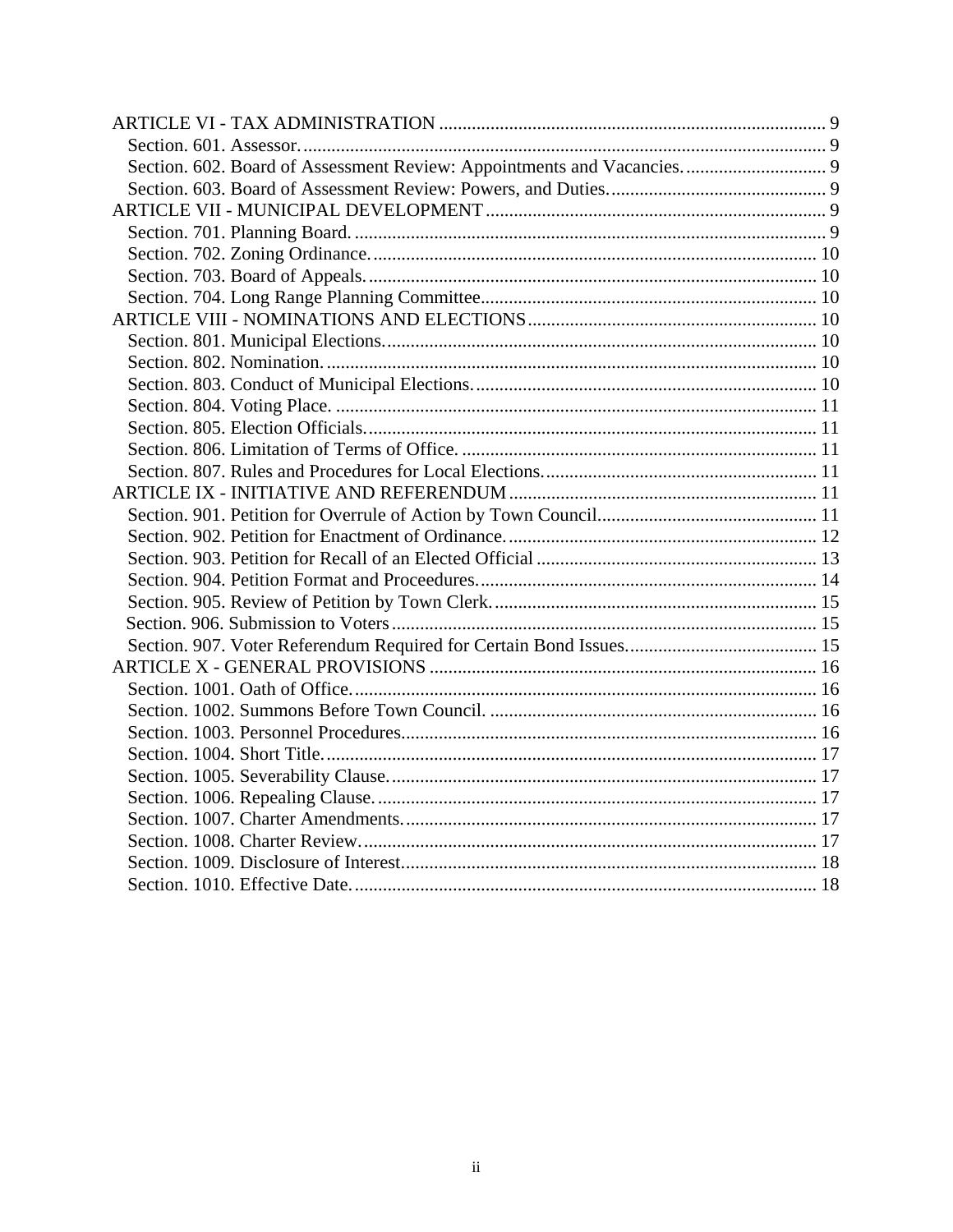ARTICLE VI - TAX ADMINISTRATION .................................................................................. 9
Section. 601. Assessor................................................................................................... 9
Section. 602. Board of Assessment Review: Appointments and Vacancies............................. 9
Section. 603. Board of Assessment Review: Powers, and Duties............................................. 9
ARTICLE VII - MUNICIPAL DEVELOPMENT ........................................................................ 9
Section. 701. Planning Board.......................................................................................... 9
Section. 702. Zoning Ordinance...................................................................................... 10
Section. 703. Board of Appeals....................................................................................... 10
Section. 704. Long Range Planning Committee.............................................................. 10
ARTICLE VIII - NOMINATIONS AND ELECTIONS ............................................................. 10
Section. 801. Municipal Elections.................................................................................. 10
Section. 802. Nomination................................................................................................ 10
Section. 803. Conduct of Municipal Elections................................................................ 10
Section. 804. Voting Place. ............................................................................................. 11
Section. 805. Election Officials....................................................................................... 11
Section. 806. Limitation of Terms of Office. .................................................................. 11
Section. 807. Rules and Procedures for Local Elections................................................. 11
ARTICLE IX - INITIATIVE AND REFERENDUM .................................................................. 11
Section. 901. Petition for Overrule of Action by Town Council..................................... 11
Section. 902. Petition for Enactment of Ordinance......................................................... 12
Section. 903. Petition for Recall of an Elected Official .................................................. 13
Section. 904. Petition Format and Proceedures............................................................... 14
Section. 905. Review of Petition by Town Clerk............................................................ 15
Section. 906. Submission to Voters................................................................................. 15
Section. 907. Voter Referendum Required for Certain Bond Issues................................ 15
ARTICLE X - GENERAL PROVISIONS .................................................................................. 16
Section. 1001. Oath of Office.......................................................................................... 16
Section. 1002. Summons Before Town Council. ............................................................ 16
Section. 1003. Personnel Procedures............................................................................... 16
Section. 1004. Short Title................................................................................................ 17
Section. 1005. Severability Clause.................................................................................. 17
Section. 1006. Repealing Clause..................................................................................... 17
Section. 1007. Charter Amendments............................................................................... 17
Section. 1008. Charter Review........................................................................................ 17
Section. 1009. Disclosure of Interest............................................................................... 18
Section. 1010. Effective Date.......................................................................................... 18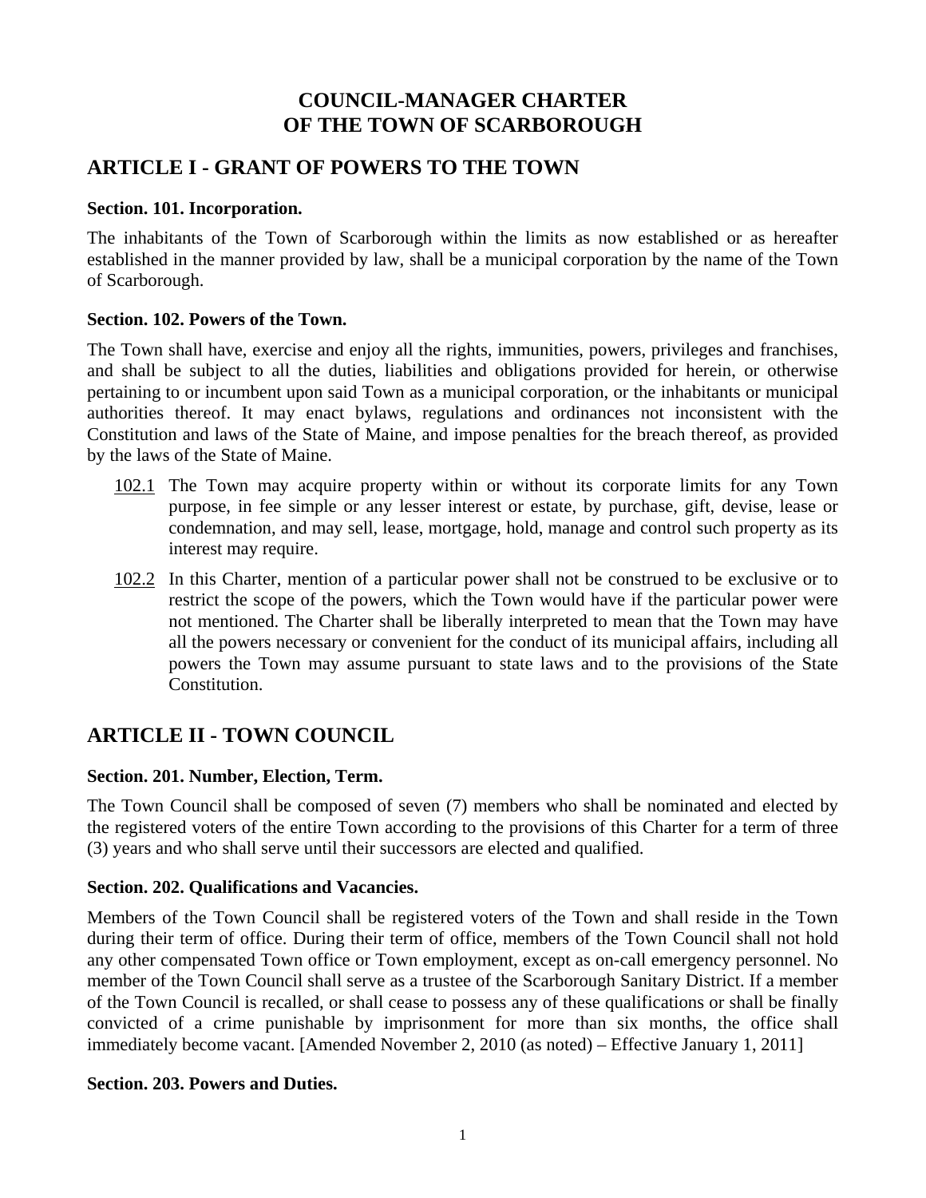# COUNCIL-MANAGER CHARTER OF THE TOWN OF SCARBOROUGH

## ARTICLE I - GRANT OF POWERS TO THE TOWN

### Section. 101. Incorporation.

The inhabitants of the Town of Scarborough within the limits as now established or as hereafter established in the manner provided by law, shall be a municipal corporation by the name of the Town of Scarborough.

### Section. 102. Powers of the Town.

The Town shall have, exercise and enjoy all the rights, immunities, powers, privileges and franchises, and shall be subject to all the duties, liabilities and obligations provided for herein, or otherwise pertaining to or incumbent upon said Town as a municipal corporation, or the inhabitants or municipal authorities thereof. It may enact bylaws, regulations and ordinances not inconsistent with the Constitution and laws of the State of Maine, and impose penalties for the breach thereof, as provided by the laws of the State of Maine.

102.1 The Town may acquire property within or without its corporate limits for any Town purpose, in fee simple or any lesser interest or estate, by purchase, gift, devise, lease or condemnation, and may sell, lease, mortgage, hold, manage and control such property as its interest may require.

102.2 In this Charter, mention of a particular power shall not be construed to be exclusive or to restrict the scope of the powers, which the Town would have if the particular power were not mentioned. The Charter shall be liberally interpreted to mean that the Town may have all the powers necessary or convenient for the conduct of its municipal affairs, including all powers the Town may assume pursuant to state laws and to the provisions of the State Constitution.

## ARTICLE II - TOWN COUNCIL

### Section. 201. Number, Election, Term.

The Town Council shall be composed of seven (7) members who shall be nominated and elected by the registered voters of the entire Town according to the provisions of this Charter for a term of three (3) years and who shall serve until their successors are elected and qualified.

### Section. 202. Qualifications and Vacancies.

Members of the Town Council shall be registered voters of the Town and shall reside in the Town during their term of office. During their term of office, members of the Town Council shall not hold any other compensated Town office or Town employment, except as on-call emergency personnel. No member of the Town Council shall serve as a trustee of the Scarborough Sanitary District. If a member of the Town Council is recalled, or shall cease to possess any of these qualifications or shall be finally convicted of a crime punishable by imprisonment for more than six months, the office shall immediately become vacant. [Amended November 2, 2010 (as noted) – Effective January 1, 2011]

### Section. 203. Powers and Duties.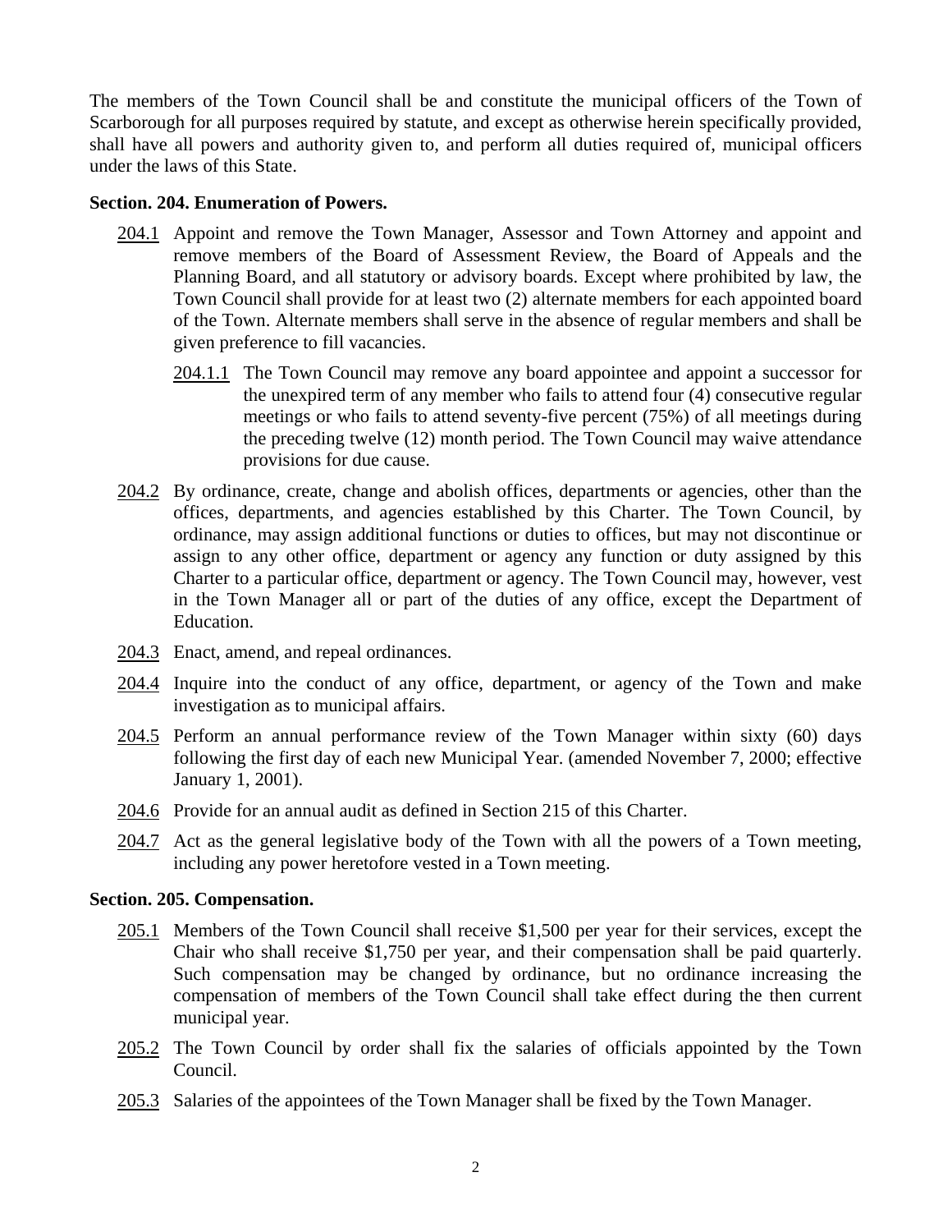The members of the Town Council shall be and constitute the municipal officers of the Town of Scarborough for all purposes required by statute, and except as otherwise herein specifically provided, shall have all powers and authority given to, and perform all duties required of, municipal officers under the laws of this State.

**Section. 204. Enumeration of Powers.**

204.1 Appoint and remove the Town Manager, Assessor and Town Attorney and appoint and remove members of the Board of Assessment Review, the Board of Appeals and the Planning Board, and all statutory or advisory boards. Except where prohibited by law, the Town Council shall provide for at least two (2) alternate members for each appointed board of the Town. Alternate members shall serve in the absence of regular members and shall be given preference to fill vacancies.

204.1.1 The Town Council may remove any board appointee and appoint a successor for the unexpired term of any member who fails to attend four (4) consecutive regular meetings or who fails to attend seventy-five percent (75%) of all meetings during the preceding twelve (12) month period. The Town Council may waive attendance provisions for due cause.

204.2 By ordinance, create, change and abolish offices, departments or agencies, other than the offices, departments, and agencies established by this Charter. The Town Council, by ordinance, may assign additional functions or duties to offices, but may not discontinue or assign to any other office, department or agency any function or duty assigned by this Charter to a particular office, department or agency. The Town Council may, however, vest in the Town Manager all or part of the duties of any office, except the Department of Education.

204.3 Enact, amend, and repeal ordinances.

204.4 Inquire into the conduct of any office, department, or agency of the Town and make investigation as to municipal affairs.

204.5 Perform an annual performance review of the Town Manager within sixty (60) days following the first day of each new Municipal Year. (amended November 7, 2000; effective January 1, 2001).

204.6 Provide for an annual audit as defined in Section 215 of this Charter.

204.7 Act as the general legislative body of the Town with all the powers of a Town meeting, including any power heretofore vested in a Town meeting.

**Section. 205. Compensation.**

205.1 Members of the Town Council shall receive $1,500 per year for their services, except the Chair who shall receive $1,750 per year, and their compensation shall be paid quarterly. Such compensation may be changed by ordinance, but no ordinance increasing the compensation of members of the Town Council shall take effect during the then current municipal year.

205.2 The Town Council by order shall fix the salaries of officials appointed by the Town Council.

205.3 Salaries of the appointees of the Town Manager shall be fixed by the Town Manager.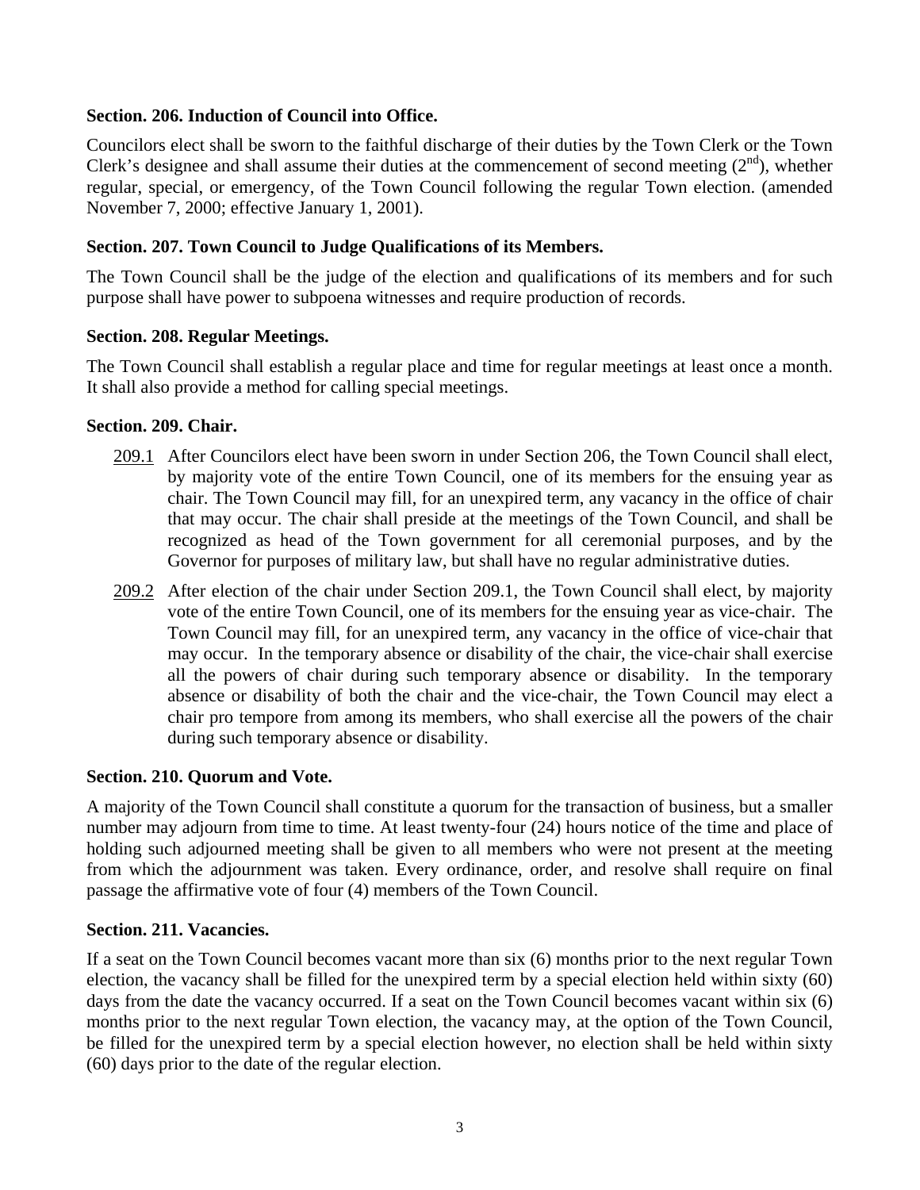### Section. 206. Induction of Council into Office.

Councilors elect shall be sworn to the faithful discharge of their duties by the Town Clerk or the Town Clerk's designee and shall assume their duties at the commencement of second meeting ($2^{nd}$), whether regular, special, or emergency, of the Town Council following the regular Town election. (amended November 7, 2000; effective January 1, 2001).

### Section. 207. Town Council to Judge Qualifications of its Members.

The Town Council shall be the judge of the election and qualifications of its members and for such purpose shall have power to subpoena witnesses and require production of records.

### Section. 208. Regular Meetings.

The Town Council shall establish a regular place and time for regular meetings at least once a month. It shall also provide a method for calling special meetings.

### Section. 209. Chair.

209.1 After Councilors elect have been sworn in under Section 206, the Town Council shall elect, by majority vote of the entire Town Council, one of its members for the ensuing year as chair. The Town Council may fill, for an unexpired term, any vacancy in the office of chair that may occur. The chair shall preside at the meetings of the Town Council, and shall be recognized as head of the Town government for all ceremonial purposes, and by the Governor for purposes of military law, but shall have no regular administrative duties.

209.2 After election of the chair under Section 209.1, the Town Council shall elect, by majority vote of the entire Town Council, one of its members for the ensuing year as vice-chair. The Town Council may fill, for an unexpired term, any vacancy in the office of vice-chair that may occur. In the temporary absence or disability of the chair, the vice-chair shall exercise all the powers of chair during such temporary absence or disability. In the temporary absence or disability of both the chair and the vice-chair, the Town Council may elect a chair pro tempore from among its members, who shall exercise all the powers of the chair during such temporary absence or disability.

### Section. 210. Quorum and Vote.

A majority of the Town Council shall constitute a quorum for the transaction of business, but a smaller number may adjourn from time to time. At least twenty-four (24) hours notice of the time and place of holding such adjourned meeting shall be given to all members who were not present at the meeting from which the adjournment was taken. Every ordinance, order, and resolve shall require on final passage the affirmative vote of four (4) members of the Town Council.

### Section. 211. Vacancies.

If a seat on the Town Council becomes vacant more than six (6) months prior to the next regular Town election, the vacancy shall be filled for the unexpired term by a special election held within sixty (60) days from the date the vacancy occurred. If a seat on the Town Council becomes vacant within six (6) months prior to the next regular Town election, the vacancy may, at the option of the Town Council, be filled for the unexpired term by a special election however, no election shall be held within sixty (60) days prior to the date of the regular election.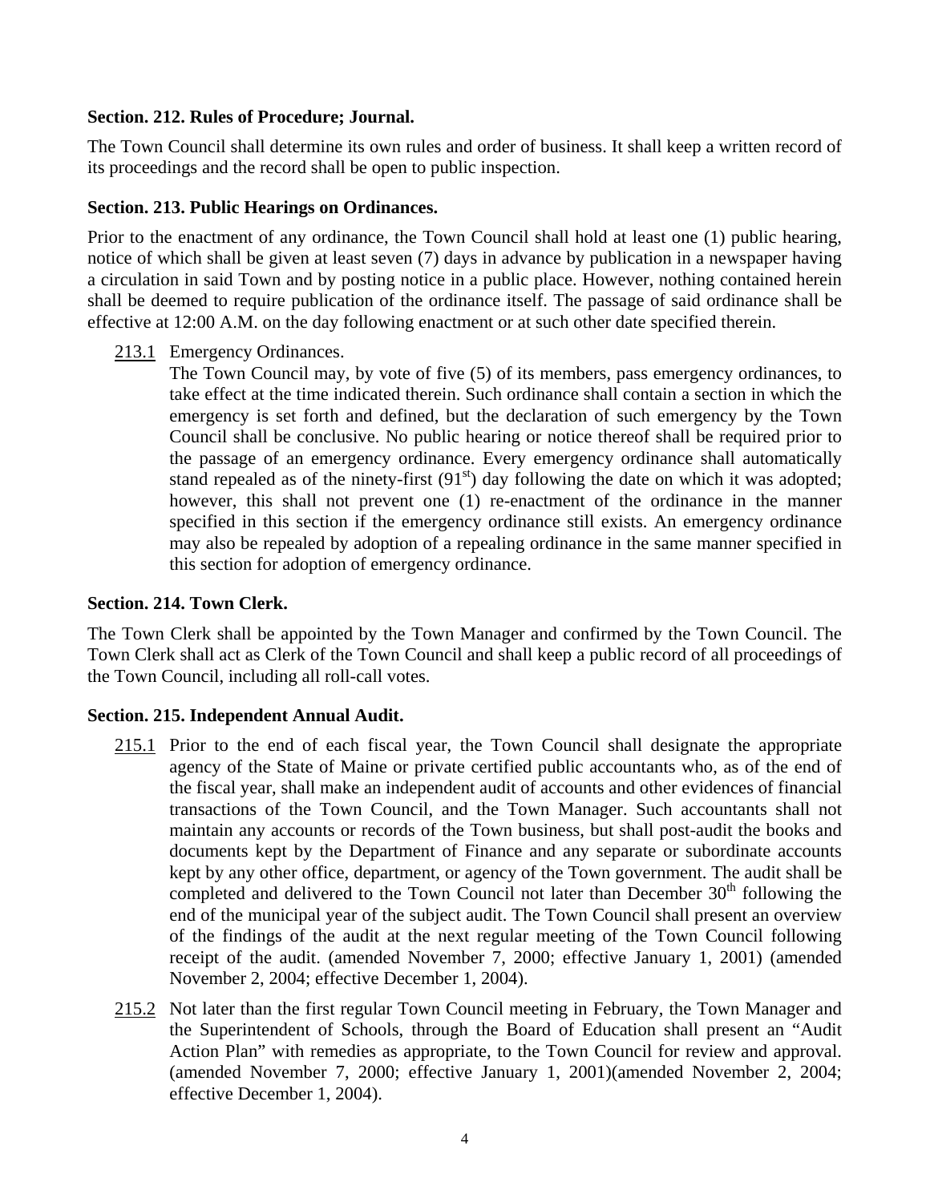**Section. 212. Rules of Procedure; Journal.**

The Town Council shall determine its own rules and order of business. It shall keep a written record of its proceedings and the record shall be open to public inspection.

**Section. 213. Public Hearings on Ordinances.**

Prior to the enactment of any ordinance, the Town Council shall hold at least one (1) public hearing, notice of which shall be given at least seven (7) days in advance by publication in a newspaper having a circulation in said Town and by posting notice in a public place. However, nothing contained herein shall be deemed to require publication of the ordinance itself. The passage of said ordinance shall be effective at 12:00 A.M. on the day following enactment or at such other date specified therein.

213.1 Emergency Ordinances.
The Town Council may, by vote of five (5) of its members, pass emergency ordinances, to take effect at the time indicated therein. Such ordinance shall contain a section in which the emergency is set forth and defined, but the declaration of such emergency by the Town Council shall be conclusive. No public hearing or notice thereof shall be required prior to the passage of an emergency ordinance. Every emergency ordinance shall automatically stand repealed as of the ninety-first (91st) day following the date on which it was adopted; however, this shall not prevent one (1) re-enactment of the ordinance in the manner specified in this section if the emergency ordinance still exists. An emergency ordinance may also be repealed by adoption of a repealing ordinance in the same manner specified in this section for adoption of emergency ordinance.

**Section. 214. Town Clerk.**

The Town Clerk shall be appointed by the Town Manager and confirmed by the Town Council. The Town Clerk shall act as Clerk of the Town Council and shall keep a public record of all proceedings of the Town Council, including all roll-call votes.

**Section. 215. Independent Annual Audit.**

215.1 Prior to the end of each fiscal year, the Town Council shall designate the appropriate agency of the State of Maine or private certified public accountants who, as of the end of the fiscal year, shall make an independent audit of accounts and other evidences of financial transactions of the Town Council, and the Town Manager. Such accountants shall not maintain any accounts or records of the Town business, but shall post-audit the books and documents kept by the Department of Finance and any separate or subordinate accounts kept by any other office, department, or agency of the Town government. The audit shall be completed and delivered to the Town Council not later than December 30th following the end of the municipal year of the subject audit. The Town Council shall present an overview of the findings of the audit at the next regular meeting of the Town Council following receipt of the audit. (amended November 7, 2000; effective January 1, 2001) (amended November 2, 2004; effective December 1, 2004).

215.2 Not later than the first regular Town Council meeting in February, the Town Manager and the Superintendent of Schools, through the Board of Education shall present an "Audit Action Plan" with remedies as appropriate, to the Town Council for review and approval. (amended November 7, 2000; effective January 1, 2001)(amended November 2, 2004; effective December 1, 2004).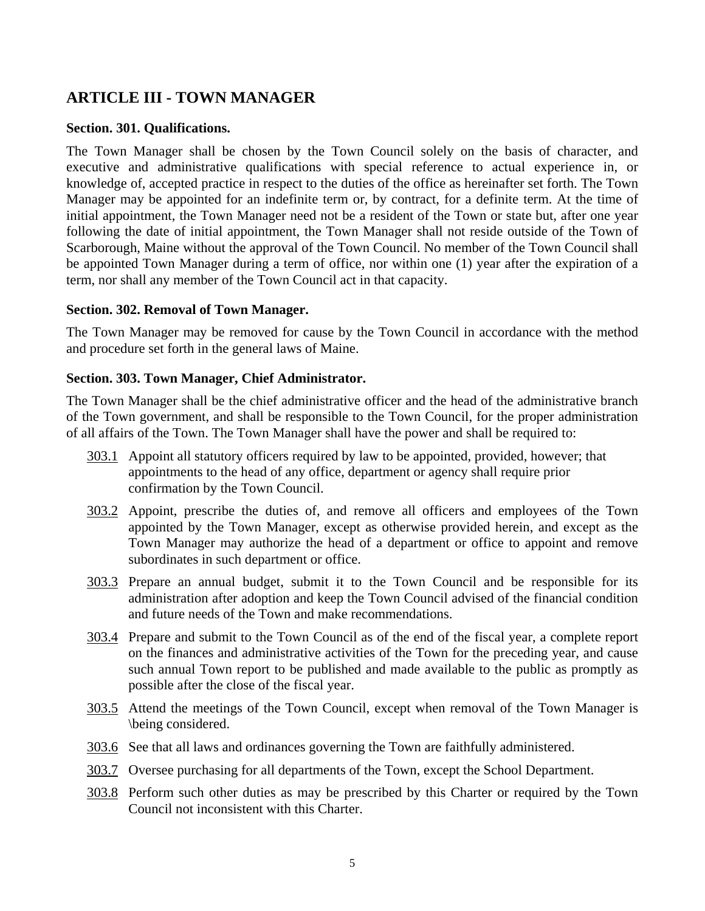## ARTICLE III - TOWN MANAGER

### Section. 301. Qualifications.

The Town Manager shall be chosen by the Town Council solely on the basis of character, and executive and administrative qualifications with special reference to actual experience in, or knowledge of, accepted practice in respect to the duties of the office as hereinafter set forth. The Town Manager may be appointed for an indefinite term or, by contract, for a definite term. At the time of initial appointment, the Town Manager need not be a resident of the Town or state but, after one year following the date of initial appointment, the Town Manager shall not reside outside of the Town of Scarborough, Maine without the approval of the Town Council. No member of the Town Council shall be appointed Town Manager during a term of office, nor within one (1) year after the expiration of a term, nor shall any member of the Town Council act in that capacity.

### Section. 302. Removal of Town Manager.

The Town Manager may be removed for cause by the Town Council in accordance with the method and procedure set forth in the general laws of Maine.

### Section. 303. Town Manager, Chief Administrator.

The Town Manager shall be the chief administrative officer and the head of the administrative branch of the Town government, and shall be responsible to the Town Council, for the proper administration of all affairs of the Town. The Town Manager shall have the power and shall be required to:

303.1 Appoint all statutory officers required by law to be appointed, provided, however; that appointments to the head of any office, department or agency shall require prior confirmation by the Town Council.

303.2 Appoint, prescribe the duties of, and remove all officers and employees of the Town appointed by the Town Manager, except as otherwise provided herein, and except as the Town Manager may authorize the head of a department or office to appoint and remove subordinates in such department or office.

303.3 Prepare an annual budget, submit it to the Town Council and be responsible for its administration after adoption and keep the Town Council advised of the financial condition and future needs of the Town and make recommendations.

303.4 Prepare and submit to the Town Council as of the end of the fiscal year, a complete report on the finances and administrative activities of the Town for the preceding year, and cause such annual Town report to be published and made available to the public as promptly as possible after the close of the fiscal year.

303.5 Attend the meetings of the Town Council, except when removal of the Town Manager is \being considered.

303.6 See that all laws and ordinances governing the Town are faithfully administered.

303.7 Oversee purchasing for all departments of the Town, except the School Department.

303.8 Perform such other duties as may be prescribed by this Charter or required by the Town Council not inconsistent with this Charter.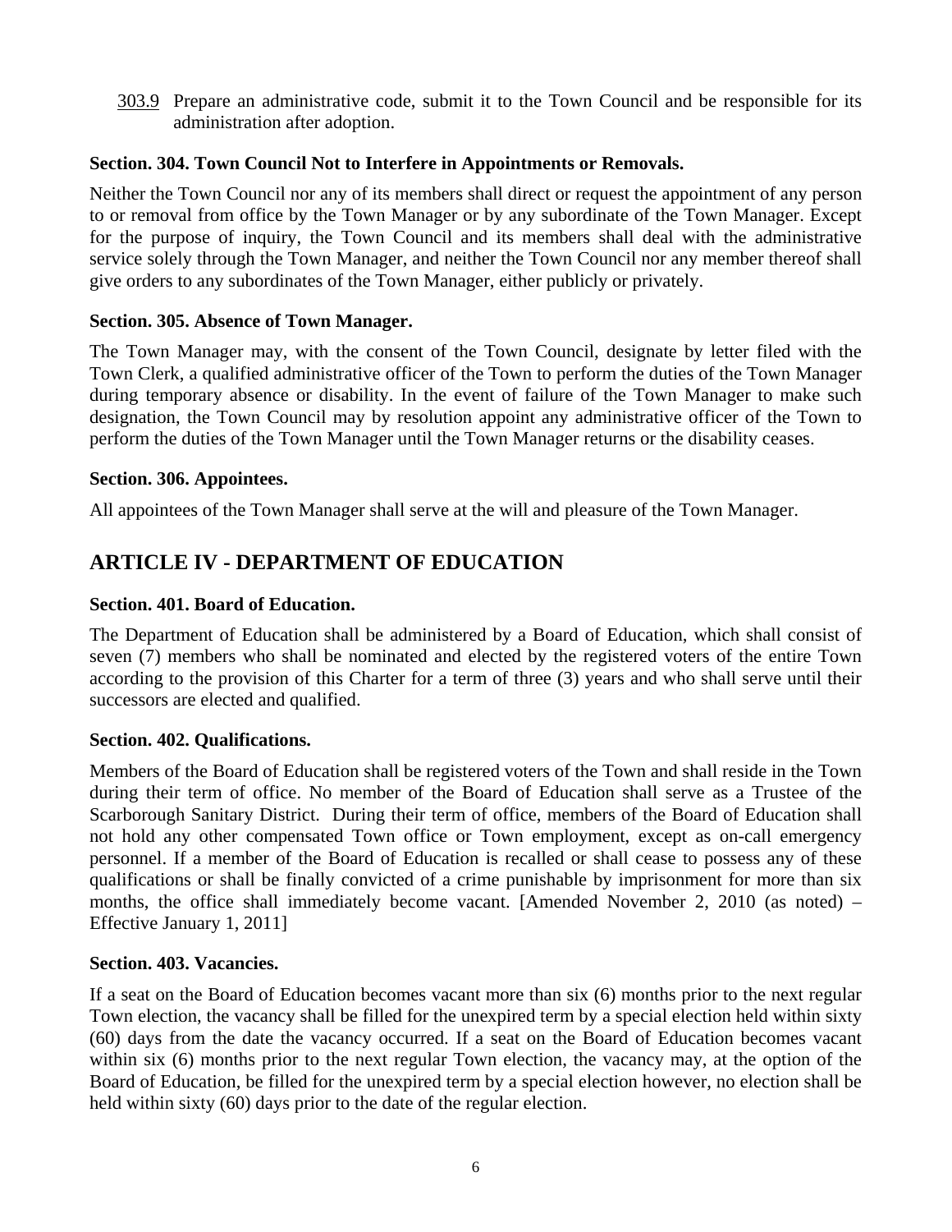303.9 Prepare an administrative code, submit it to the Town Council and be responsible for its administration after adoption.

**Section. 304. Town Council Not to Interfere in Appointments or Removals.**

Neither the Town Council nor any of its members shall direct or request the appointment of any person to or removal from office by the Town Manager or by any subordinate of the Town Manager. Except for the purpose of inquiry, the Town Council and its members shall deal with the administrative service solely through the Town Manager, and neither the Town Council nor any member thereof shall give orders to any subordinates of the Town Manager, either publicly or privately.

**Section. 305. Absence of Town Manager.**

The Town Manager may, with the consent of the Town Council, designate by letter filed with the Town Clerk, a qualified administrative officer of the Town to perform the duties of the Town Manager during temporary absence or disability. In the event of failure of the Town Manager to make such designation, the Town Council may by resolution appoint any administrative officer of the Town to perform the duties of the Town Manager until the Town Manager returns or the disability ceases.

**Section. 306. Appointees.**

All appointees of the Town Manager shall serve at the will and pleasure of the Town Manager.

## ARTICLE IV - DEPARTMENT OF EDUCATION

**Section. 401. Board of Education.**

The Department of Education shall be administered by a Board of Education, which shall consist of seven (7) members who shall be nominated and elected by the registered voters of the entire Town according to the provision of this Charter for a term of three (3) years and who shall serve until their successors are elected and qualified.

**Section. 402. Qualifications.**

Members of the Board of Education shall be registered voters of the Town and shall reside in the Town during their term of office. No member of the Board of Education shall serve as a Trustee of the Scarborough Sanitary District. During their term of office, members of the Board of Education shall not hold any other compensated Town office or Town employment, except as on-call emergency personnel. If a member of the Board of Education is recalled or shall cease to possess any of these qualifications or shall be finally convicted of a crime punishable by imprisonment for more than six months, the office shall immediately become vacant. [Amended November 2, 2010 (as noted) – Effective January 1, 2011]

**Section. 403. Vacancies.**

If a seat on the Board of Education becomes vacant more than six (6) months prior to the next regular Town election, the vacancy shall be filled for the unexpired term by a special election held within sixty (60) days from the date the vacancy occurred. If a seat on the Board of Education becomes vacant within six (6) months prior to the next regular Town election, the vacancy may, at the option of the Board of Education, be filled for the unexpired term by a special election however, no election shall be held within sixty (60) days prior to the date of the regular election.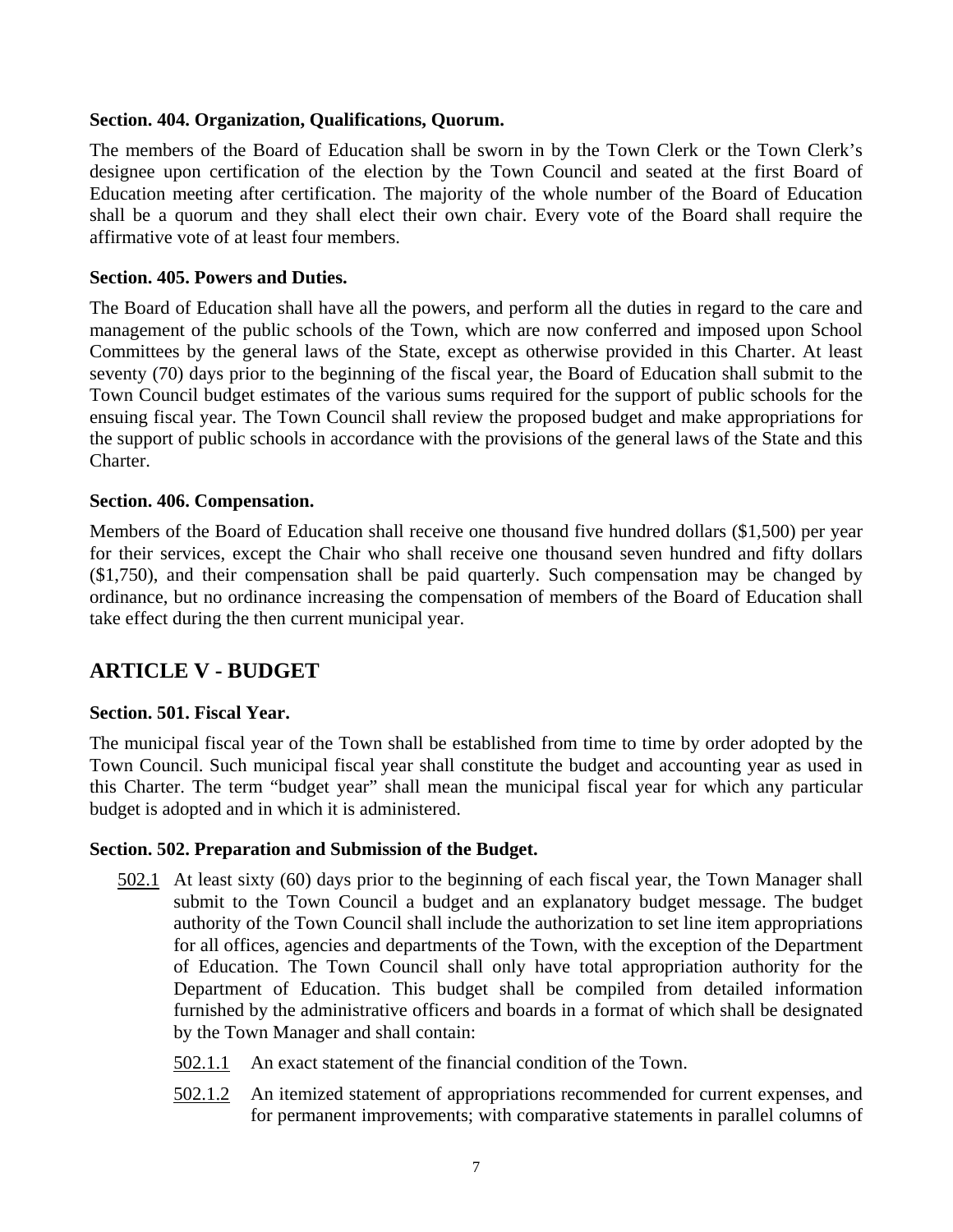### Section. 404. Organization, Qualifications, Quorum.

The members of the Board of Education shall be sworn in by the Town Clerk or the Town Clerk's designee upon certification of the election by the Town Council and seated at the first Board of Education meeting after certification. The majority of the whole number of the Board of Education shall be a quorum and they shall elect their own chair. Every vote of the Board shall require the affirmative vote of at least four members.

### Section. 405. Powers and Duties.

The Board of Education shall have all the powers, and perform all the duties in regard to the care and management of the public schools of the Town, which are now conferred and imposed upon School Committees by the general laws of the State, except as otherwise provided in this Charter. At least seventy (70) days prior to the beginning of the fiscal year, the Board of Education shall submit to the Town Council budget estimates of the various sums required for the support of public schools for the ensuing fiscal year. The Town Council shall review the proposed budget and make appropriations for the support of public schools in accordance with the provisions of the general laws of the State and this Charter.

### Section. 406. Compensation.

Members of the Board of Education shall receive one thousand five hundred dollars ($1,500) per year for their services, except the Chair who shall receive one thousand seven hundred and fifty dollars ($1,750), and their compensation shall be paid quarterly. Such compensation may be changed by ordinance, but no ordinance increasing the compensation of members of the Board of Education shall take effect during the then current municipal year.

## ARTICLE V - BUDGET

### Section. 501. Fiscal Year.

The municipal fiscal year of the Town shall be established from time to time by order adopted by the Town Council. Such municipal fiscal year shall constitute the budget and accounting year as used in this Charter. The term "budget year" shall mean the municipal fiscal year for which any particular budget is adopted and in which it is administered.

### Section. 502. Preparation and Submission of the Budget.

502.1 At least sixty (60) days prior to the beginning of each fiscal year, the Town Manager shall submit to the Town Council a budget and an explanatory budget message. The budget authority of the Town Council shall include the authorization to set line item appropriations for all offices, agencies and departments of the Town, with the exception of the Department of Education. The Town Council shall only have total appropriation authority for the Department of Education. This budget shall be compiled from detailed information furnished by the administrative officers and boards in a format of which shall be designated by the Town Manager and shall contain:

502.1.1 An exact statement of the financial condition of the Town.

502.1.2 An itemized statement of appropriations recommended for current expenses, and for permanent improvements; with comparative statements in parallel columns of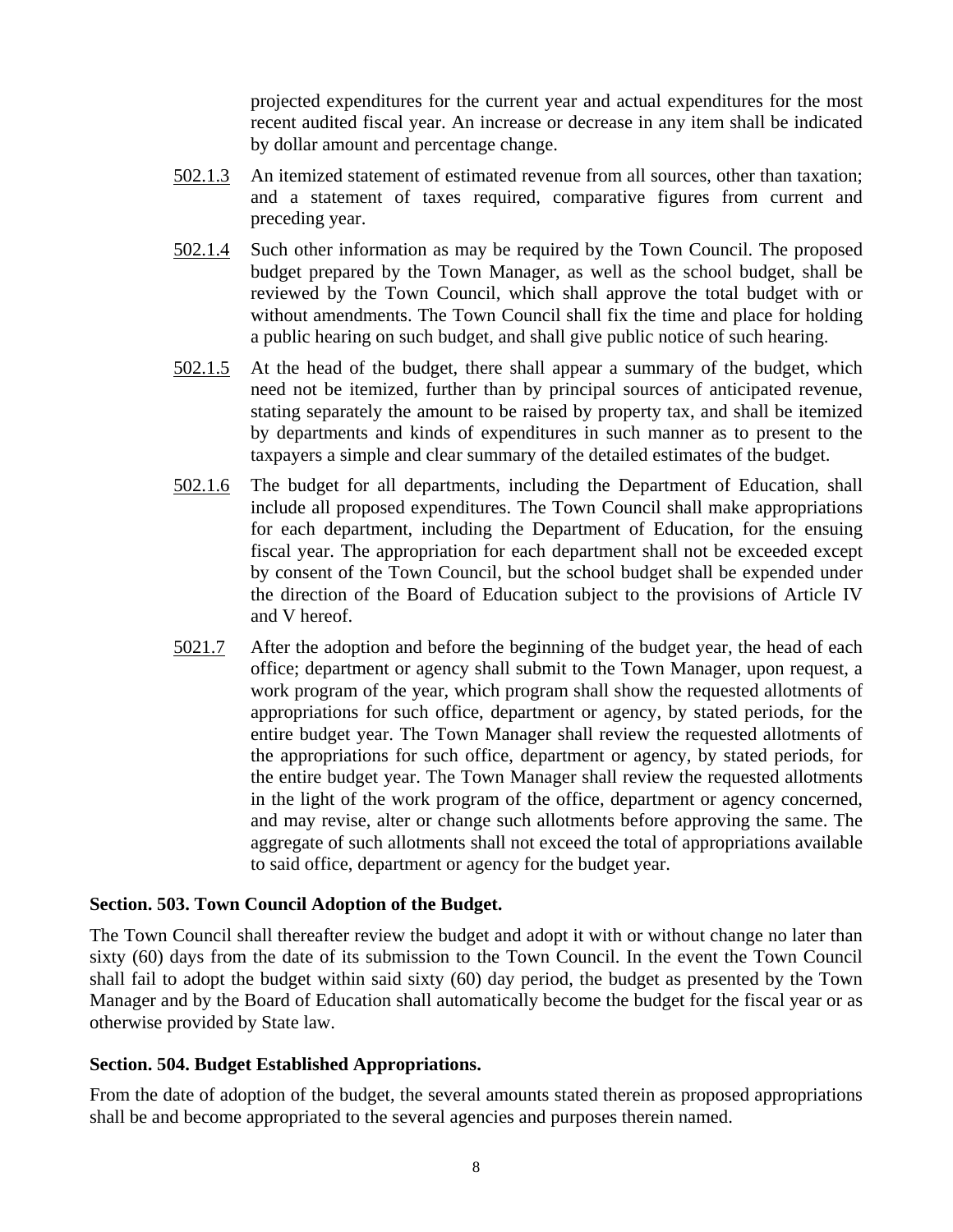projected expenditures for the current year and actual expenditures for the most recent audited fiscal year. An increase or decrease in any item shall be indicated by dollar amount and percentage change.

502.1.3 An itemized statement of estimated revenue from all sources, other than taxation; and a statement of taxes required, comparative figures from current and preceding year.

502.1.4 Such other information as may be required by the Town Council. The proposed budget prepared by the Town Manager, as well as the school budget, shall be reviewed by the Town Council, which shall approve the total budget with or without amendments. The Town Council shall fix the time and place for holding a public hearing on such budget, and shall give public notice of such hearing.

502.1.5 At the head of the budget, there shall appear a summary of the budget, which need not be itemized, further than by principal sources of anticipated revenue, stating separately the amount to be raised by property tax, and shall be itemized by departments and kinds of expenditures in such manner as to present to the taxpayers a simple and clear summary of the detailed estimates of the budget.

502.1.6 The budget for all departments, including the Department of Education, shall include all proposed expenditures. The Town Council shall make appropriations for each department, including the Department of Education, for the ensuing fiscal year. The appropriation for each department shall not be exceeded except by consent of the Town Council, but the school budget shall be expended under the direction of the Board of Education subject to the provisions of Article IV and V hereof.

5021.7 After the adoption and before the beginning of the budget year, the head of each office; department or agency shall submit to the Town Manager, upon request, a work program of the year, which program shall show the requested allotments of appropriations for such office, department or agency, by stated periods, for the entire budget year. The Town Manager shall review the requested allotments of the appropriations for such office, department or agency, by stated periods, for the entire budget year. The Town Manager shall review the requested allotments in the light of the work program of the office, department or agency concerned, and may revise, alter or change such allotments before approving the same. The aggregate of such allotments shall not exceed the total of appropriations available to said office, department or agency for the budget year.

**Section. 503. Town Council Adoption of the Budget.**

The Town Council shall thereafter review the budget and adopt it with or without change no later than sixty (60) days from the date of its submission to the Town Council. In the event the Town Council shall fail to adopt the budget within said sixty (60) day period, the budget as presented by the Town Manager and by the Board of Education shall automatically become the budget for the fiscal year or as otherwise provided by State law.

**Section. 504. Budget Established Appropriations.**

From the date of adoption of the budget, the several amounts stated therein as proposed appropriations shall be and become appropriated to the several agencies and purposes therein named.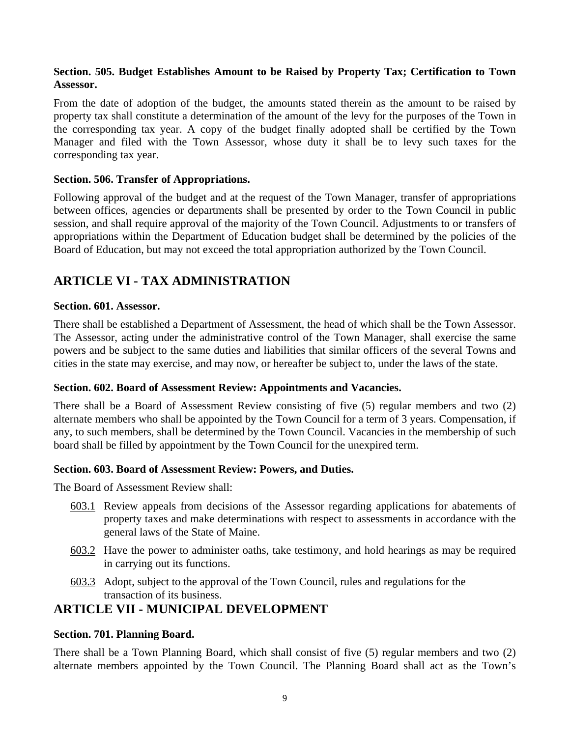**Section. 505. Budget Establishes Amount to be Raised by Property Tax; Certification to Town Assessor.**

From the date of adoption of the budget, the amounts stated therein as the amount to be raised by property tax shall constitute a determination of the amount of the levy for the purposes of the Town in the corresponding tax year. A copy of the budget finally adopted shall be certified by the Town Manager and filed with the Town Assessor, whose duty it shall be to levy such taxes for the corresponding tax year.

**Section. 506. Transfer of Appropriations.**

Following approval of the budget and at the request of the Town Manager, transfer of appropriations between offices, agencies or departments shall be presented by order to the Town Council in public session, and shall require approval of the majority of the Town Council. Adjustments to or transfers of appropriations within the Department of Education budget shall be determined by the policies of the Board of Education, but may not exceed the total appropriation authorized by the Town Council.

## ARTICLE VI - TAX ADMINISTRATION

**Section. 601. Assessor.**

There shall be established a Department of Assessment, the head of which shall be the Town Assessor. The Assessor, acting under the administrative control of the Town Manager, shall exercise the same powers and be subject to the same duties and liabilities that similar officers of the several Towns and cities in the state may exercise, and may now, or hereafter be subject to, under the laws of the state.

**Section. 602. Board of Assessment Review: Appointments and Vacancies.**

There shall be a Board of Assessment Review consisting of five (5) regular members and two (2) alternate members who shall be appointed by the Town Council for a term of 3 years. Compensation, if any, to such members, shall be determined by the Town Council. Vacancies in the membership of such board shall be filled by appointment by the Town Council for the unexpired term.

**Section. 603. Board of Assessment Review: Powers, and Duties.**

The Board of Assessment Review shall:

603.1 Review appeals from decisions of the Assessor regarding applications for abatements of property taxes and make determinations with respect to assessments in accordance with the general laws of the State of Maine.

603.2 Have the power to administer oaths, take testimony, and hold hearings as may be required in carrying out its functions.

603.3 Adopt, subject to the approval of the Town Council, rules and regulations for the transaction of its business.

## ARTICLE VII - MUNICIPAL DEVELOPMENT

**Section. 701. Planning Board.**

There shall be a Town Planning Board, which shall consist of five (5) regular members and two (2) alternate members appointed by the Town Council. The Planning Board shall act as the Town's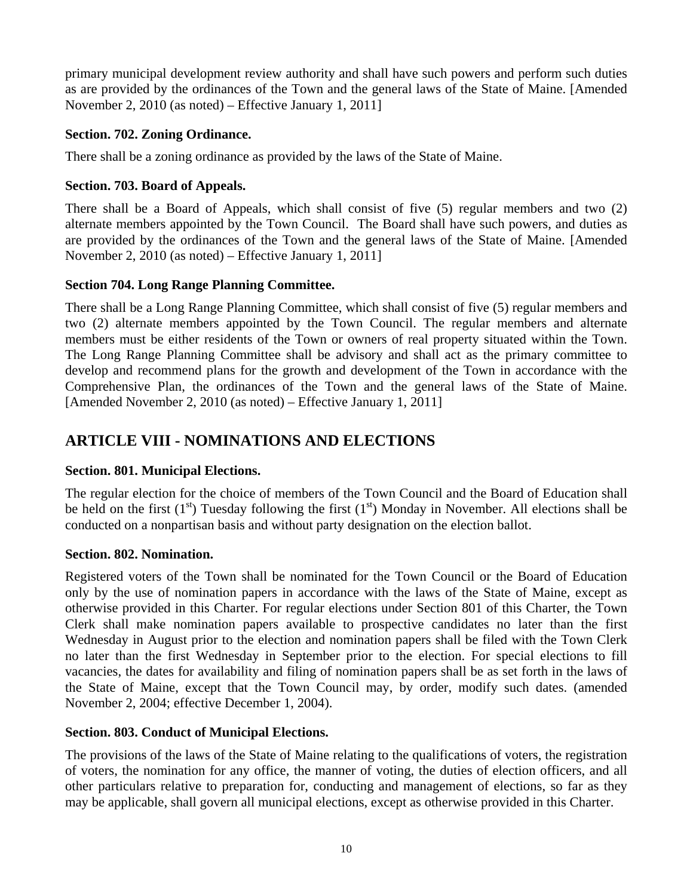primary municipal development review authority and shall have such powers and perform such duties as are provided by the ordinances of the Town and the general laws of the State of Maine. [Amended November 2, 2010 (as noted) – Effective January 1, 2011]

**Section. 702. Zoning Ordinance.**

There shall be a zoning ordinance as provided by the laws of the State of Maine.

**Section. 703. Board of Appeals.**

There shall be a Board of Appeals, which shall consist of five (5) regular members and two (2) alternate members appointed by the Town Council. The Board shall have such powers, and duties as are provided by the ordinances of the Town and the general laws of the State of Maine. [Amended November 2, 2010 (as noted) – Effective January 1, 2011]

**Section 704. Long Range Planning Committee.**

There shall be a Long Range Planning Committee, which shall consist of five (5) regular members and two (2) alternate members appointed by the Town Council. The regular members and alternate members must be either residents of the Town or owners of real property situated within the Town. The Long Range Planning Committee shall be advisory and shall act as the primary committee to develop and recommend plans for the growth and development of the Town in accordance with the Comprehensive Plan, the ordinances of the Town and the general laws of the State of Maine. [Amended November 2, 2010 (as noted) – Effective January 1, 2011]

## ARTICLE VIII - NOMINATIONS AND ELECTIONS

**Section. 801. Municipal Elections.**

The regular election for the choice of members of the Town Council and the Board of Education shall be held on the first (1st) Tuesday following the first (1st) Monday in November. All elections shall be conducted on a nonpartisan basis and without party designation on the election ballot.

**Section. 802. Nomination.**

Registered voters of the Town shall be nominated for the Town Council or the Board of Education only by the use of nomination papers in accordance with the laws of the State of Maine, except as otherwise provided in this Charter. For regular elections under Section 801 of this Charter, the Town Clerk shall make nomination papers available to prospective candidates no later than the first Wednesday in August prior to the election and nomination papers shall be filed with the Town Clerk no later than the first Wednesday in September prior to the election. For special elections to fill vacancies, the dates for availability and filing of nomination papers shall be as set forth in the laws of the State of Maine, except that the Town Council may, by order, modify such dates. (amended November 2, 2004; effective December 1, 2004).

**Section. 803. Conduct of Municipal Elections.**

The provisions of the laws of the State of Maine relating to the qualifications of voters, the registration of voters, the nomination for any office, the manner of voting, the duties of election officers, and all other particulars relative to preparation for, conducting and management of elections, so far as they may be applicable, shall govern all municipal elections, except as otherwise provided in this Charter.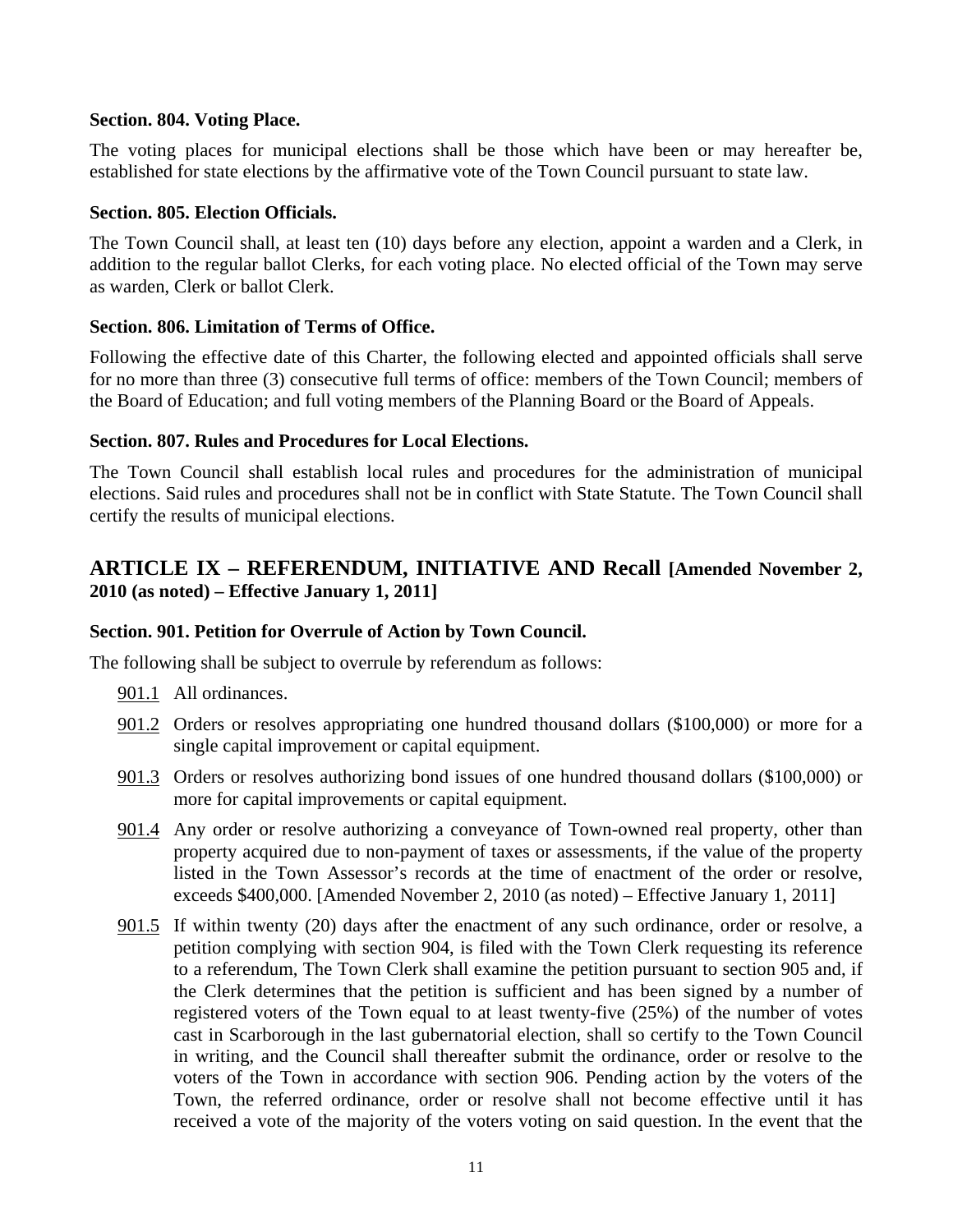#### Section. 804. Voting Place.

The voting places for municipal elections shall be those which have been or may hereafter be, established for state elections by the affirmative vote of the Town Council pursuant to state law.

#### Section. 805. Election Officials.

The Town Council shall, at least ten (10) days before any election, appoint a warden and a Clerk, in addition to the regular ballot Clerks, for each voting place. No elected official of the Town may serve as warden, Clerk or ballot Clerk.

#### Section. 806. Limitation of Terms of Office.

Following the effective date of this Charter, the following elected and appointed officials shall serve for no more than three (3) consecutive full terms of office: members of the Town Council; members of the Board of Education; and full voting members of the Planning Board or the Board of Appeals.

#### Section. 807. Rules and Procedures for Local Elections.

The Town Council shall establish local rules and procedures for the administration of municipal elections. Said rules and procedures shall not be in conflict with State Statute. The Town Council shall certify the results of municipal elections.

## ARTICLE IX – REFERENDUM, INITIATIVE AND Recall [Amended November 2, 2010 (as noted) – Effective January 1, 2011]

#### Section. 901. Petition for Overrule of Action by Town Council.

The following shall be subject to overrule by referendum as follows:

901.1 All ordinances.

901.2 Orders or resolves appropriating one hundred thousand dollars ($100,000) or more for a single capital improvement or capital equipment.

901.3 Orders or resolves authorizing bond issues of one hundred thousand dollars ($100,000) or more for capital improvements or capital equipment.

901.4 Any order or resolve authorizing a conveyance of Town-owned real property, other than property acquired due to non-payment of taxes or assessments, if the value of the property listed in the Town Assessor's records at the time of enactment of the order or resolve, exceeds $400,000. [Amended November 2, 2010 (as noted) – Effective January 1, 2011]

901.5 If within twenty (20) days after the enactment of any such ordinance, order or resolve, a petition complying with section 904, is filed with the Town Clerk requesting its reference to a referendum, The Town Clerk shall examine the petition pursuant to section 905 and, if the Clerk determines that the petition is sufficient and has been signed by a number of registered voters of the Town equal to at least twenty-five (25%) of the number of votes cast in Scarborough in the last gubernatorial election, shall so certify to the Town Council in writing, and the Council shall thereafter submit the ordinance, order or resolve to the voters of the Town in accordance with section 906. Pending action by the voters of the Town, the referred ordinance, order or resolve shall not become effective until it has received a vote of the majority of the voters voting on said question. In the event that the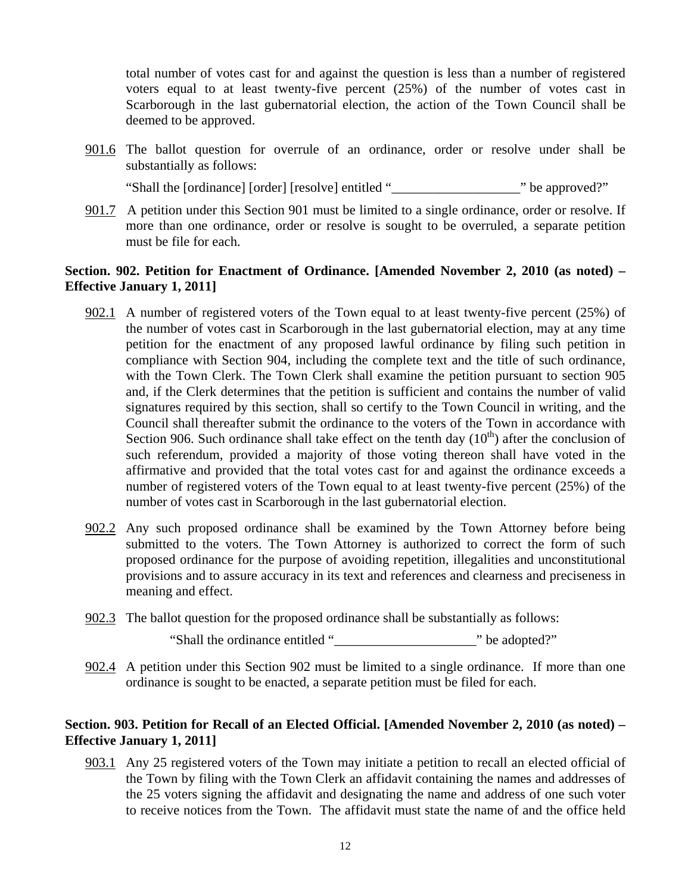total number of votes cast for and against the question is less than a number of registered voters equal to at least twenty-five percent (25%) of the number of votes cast in Scarborough in the last gubernatorial election, the action of the Town Council shall be deemed to be approved.

901.6 The ballot question for overrule of an ordinance, order or resolve under shall be substantially as follows:

"Shall the [ordinance] [order] [resolve] entitled "___________________" be approved?"

901.7 A petition under this Section 901 must be limited to a single ordinance, order or resolve. If more than one ordinance, order or resolve is sought to be overruled, a separate petition must be file for each.

**Section. 902. Petition for Enactment of Ordinance. [Amended November 2, 2010 (as noted) – Effective January 1, 2011]**

902.1 A number of registered voters of the Town equal to at least twenty-five percent (25%) of the number of votes cast in Scarborough in the last gubernatorial election, may at any time petition for the enactment of any proposed lawful ordinance by filing such petition in compliance with Section 904, including the complete text and the title of such ordinance, with the Town Clerk. The Town Clerk shall examine the petition pursuant to section 905 and, if the Clerk determines that the petition is sufficient and contains the number of valid signatures required by this section, shall so certify to the Town Council in writing, and the Council shall thereafter submit the ordinance to the voters of the Town in accordance with Section 906. Such ordinance shall take effect on the tenth day (10th) after the conclusion of such referendum, provided a majority of those voting thereon shall have voted in the affirmative and provided that the total votes cast for and against the ordinance exceeds a number of registered voters of the Town equal to at least twenty-five percent (25%) of the number of votes cast in Scarborough in the last gubernatorial election.

902.2 Any such proposed ordinance shall be examined by the Town Attorney before being submitted to the voters. The Town Attorney is authorized to correct the form of such proposed ordinance for the purpose of avoiding repetition, illegalities and unconstitutional provisions and to assure accuracy in its text and references and clearness and preciseness in meaning and effect.

902.3 The ballot question for the proposed ordinance shall be substantially as follows:

"Shall the ordinance entitled "_____________________" be adopted?"

902.4 A petition under this Section 902 must be limited to a single ordinance. If more than one ordinance is sought to be enacted, a separate petition must be filed for each.

**Section. 903. Petition for Recall of an Elected Official. [Amended November 2, 2010 (as noted) – Effective January 1, 2011]**

903.1 Any 25 registered voters of the Town may initiate a petition to recall an elected official of the Town by filing with the Town Clerk an affidavit containing the names and addresses of the 25 voters signing the affidavit and designating the name and address of one such voter to receive notices from the Town. The affidavit must state the name of and the office held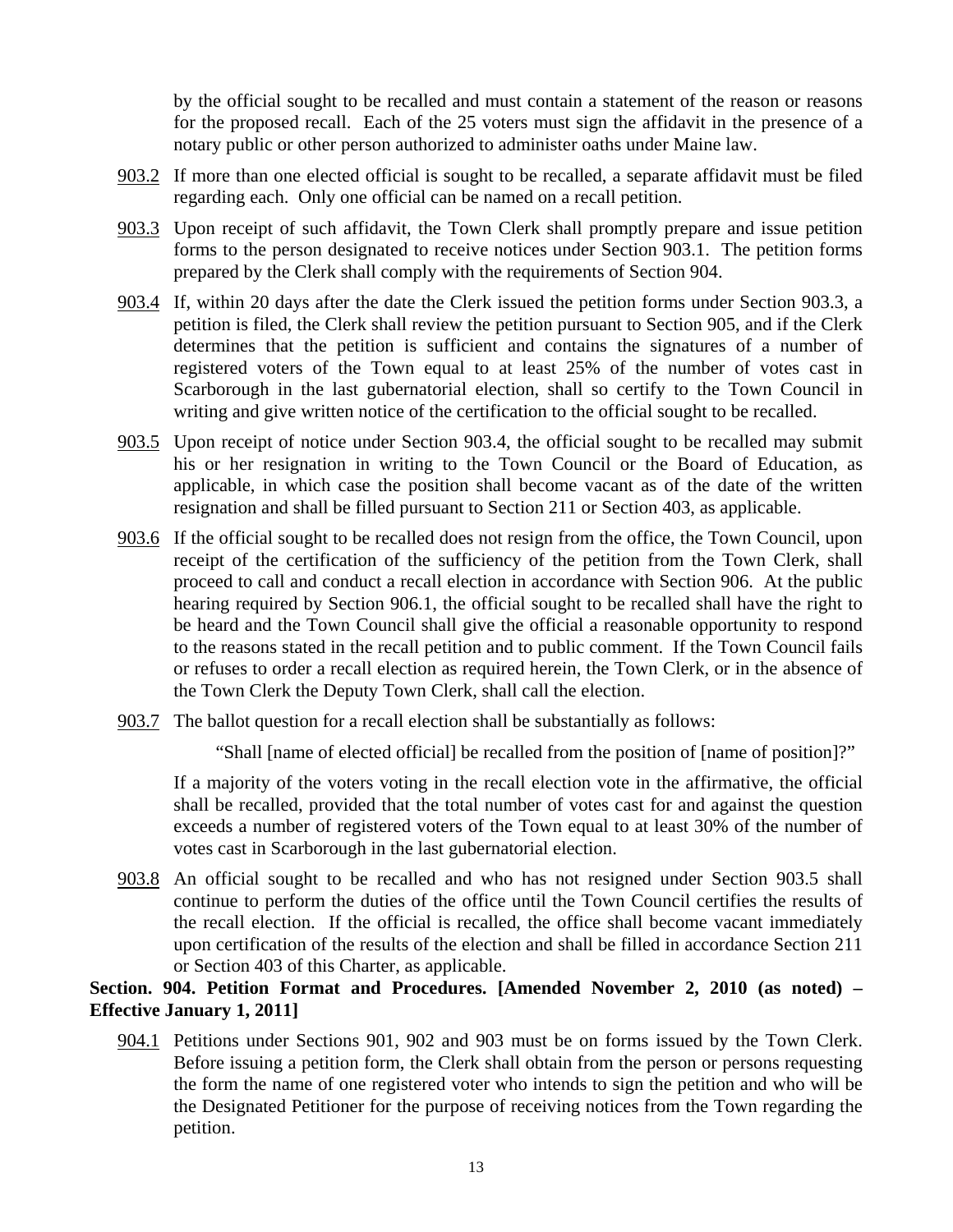by the official sought to be recalled and must contain a statement of the reason or reasons for the proposed recall. Each of the 25 voters must sign the affidavit in the presence of a notary public or other person authorized to administer oaths under Maine law.

903.2 If more than one elected official is sought to be recalled, a separate affidavit must be filed regarding each. Only one official can be named on a recall petition.

903.3 Upon receipt of such affidavit, the Town Clerk shall promptly prepare and issue petition forms to the person designated to receive notices under Section 903.1. The petition forms prepared by the Clerk shall comply with the requirements of Section 904.

903.4 If, within 20 days after the date the Clerk issued the petition forms under Section 903.3, a petition is filed, the Clerk shall review the petition pursuant to Section 905, and if the Clerk determines that the petition is sufficient and contains the signatures of a number of registered voters of the Town equal to at least 25% of the number of votes cast in Scarborough in the last gubernatorial election, shall so certify to the Town Council in writing and give written notice of the certification to the official sought to be recalled.

903.5 Upon receipt of notice under Section 903.4, the official sought to be recalled may submit his or her resignation in writing to the Town Council or the Board of Education, as applicable, in which case the position shall become vacant as of the date of the written resignation and shall be filled pursuant to Section 211 or Section 403, as applicable.

903.6 If the official sought to be recalled does not resign from the office, the Town Council, upon receipt of the certification of the sufficiency of the petition from the Town Clerk, shall proceed to call and conduct a recall election in accordance with Section 906. At the public hearing required by Section 906.1, the official sought to be recalled shall have the right to be heard and the Town Council shall give the official a reasonable opportunity to respond to the reasons stated in the recall petition and to public comment. If the Town Council fails or refuses to order a recall election as required herein, the Town Clerk, or in the absence of the Town Clerk the Deputy Town Clerk, shall call the election.

903.7 The ballot question for a recall election shall be substantially as follows:

"Shall [name of elected official] be recalled from the position of [name of position]?"

If a majority of the voters voting in the recall election vote in the affirmative, the official shall be recalled, provided that the total number of votes cast for and against the question exceeds a number of registered voters of the Town equal to at least 30% of the number of votes cast in Scarborough in the last gubernatorial election.

903.8 An official sought to be recalled and who has not resigned under Section 903.5 shall continue to perform the duties of the office until the Town Council certifies the results of the recall election. If the official is recalled, the office shall become vacant immediately upon certification of the results of the election and shall be filled in accordance Section 211 or Section 403 of this Charter, as applicable.

**Section. 904. Petition Format and Procedures. [Amended November 2, 2010 (as noted) – Effective January 1, 2011]**

904.1 Petitions under Sections 901, 902 and 903 must be on forms issued by the Town Clerk. Before issuing a petition form, the Clerk shall obtain from the person or persons requesting the form the name of one registered voter who intends to sign the petition and who will be the Designated Petitioner for the purpose of receiving notices from the Town regarding the petition.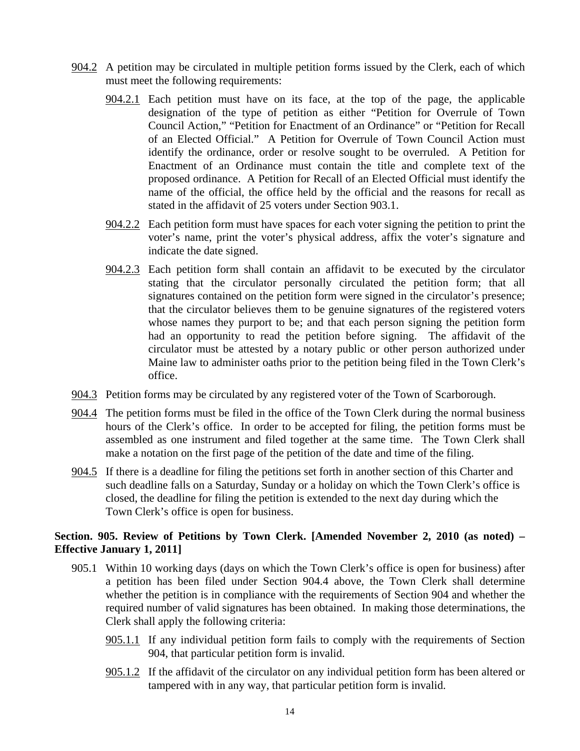904.2 A petition may be circulated in multiple petition forms issued by the Clerk, each of which must meet the following requirements:

904.2.1 Each petition must have on its face, at the top of the page, the applicable designation of the type of petition as either "Petition for Overrule of Town Council Action," "Petition for Enactment of an Ordinance" or "Petition for Recall of an Elected Official." A Petition for Overrule of Town Council Action must identify the ordinance, order or resolve sought to be overruled. A Petition for Enactment of an Ordinance must contain the title and complete text of the proposed ordinance. A Petition for Recall of an Elected Official must identify the name of the official, the office held by the official and the reasons for recall as stated in the affidavit of 25 voters under Section 903.1.

904.2.2 Each petition form must have spaces for each voter signing the petition to print the voter's name, print the voter's physical address, affix the voter's signature and indicate the date signed.

904.2.3 Each petition form shall contain an affidavit to be executed by the circulator stating that the circulator personally circulated the petition form; that all signatures contained on the petition form were signed in the circulator's presence; that the circulator believes them to be genuine signatures of the registered voters whose names they purport to be; and that each person signing the petition form had an opportunity to read the petition before signing. The affidavit of the circulator must be attested by a notary public or other person authorized under Maine law to administer oaths prior to the petition being filed in the Town Clerk's office.

904.3 Petition forms may be circulated by any registered voter of the Town of Scarborough.

904.4 The petition forms must be filed in the office of the Town Clerk during the normal business hours of the Clerk's office. In order to be accepted for filing, the petition forms must be assembled as one instrument and filed together at the same time. The Town Clerk shall make a notation on the first page of the petition of the date and time of the filing.

904.5 If there is a deadline for filing the petitions set forth in another section of this Charter and such deadline falls on a Saturday, Sunday or a holiday on which the Town Clerk's office is closed, the deadline for filing the petition is extended to the next day during which the Town Clerk's office is open for business.

**Section. 905. Review of Petitions by Town Clerk. [Amended November 2, 2010 (as noted) – Effective January 1, 2011]**

905.1 Within 10 working days (days on which the Town Clerk's office is open for business) after a petition has been filed under Section 904.4 above, the Town Clerk shall determine whether the petition is in compliance with the requirements of Section 904 and whether the required number of valid signatures has been obtained. In making those determinations, the Clerk shall apply the following criteria:

905.1.1 If any individual petition form fails to comply with the requirements of Section 904, that particular petition form is invalid.

905.1.2 If the affidavit of the circulator on any individual petition form has been altered or tampered with in any way, that particular petition form is invalid.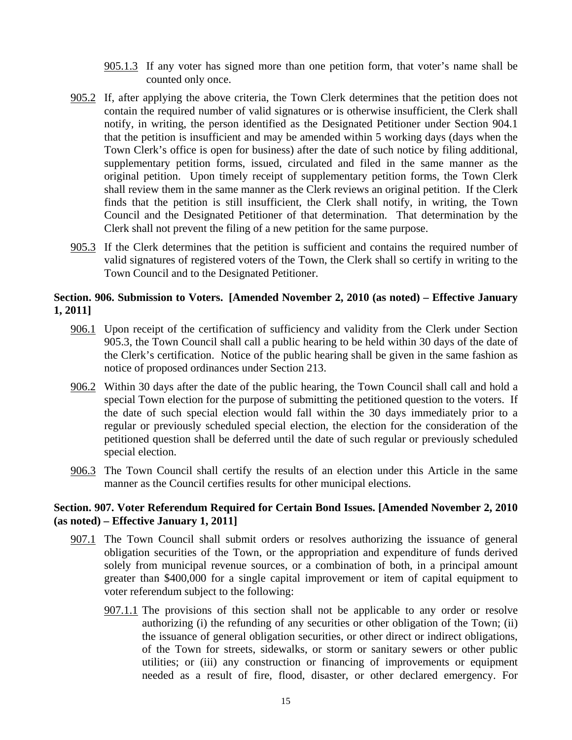905.1.3 If any voter has signed more than one petition form, that voter's name shall be counted only once.

905.2 If, after applying the above criteria, the Town Clerk determines that the petition does not contain the required number of valid signatures or is otherwise insufficient, the Clerk shall notify, in writing, the person identified as the Designated Petitioner under Section 904.1 that the petition is insufficient and may be amended within 5 working days (days when the Town Clerk's office is open for business) after the date of such notice by filing additional, supplementary petition forms, issued, circulated and filed in the same manner as the original petition. Upon timely receipt of supplementary petition forms, the Town Clerk shall review them in the same manner as the Clerk reviews an original petition. If the Clerk finds that the petition is still insufficient, the Clerk shall notify, in writing, the Town Council and the Designated Petitioner of that determination. That determination by the Clerk shall not prevent the filing of a new petition for the same purpose.

905.3 If the Clerk determines that the petition is sufficient and contains the required number of valid signatures of registered voters of the Town, the Clerk shall so certify in writing to the Town Council and to the Designated Petitioner.

**Section. 906. Submission to Voters. [Amended November 2, 2010 (as noted) – Effective January 1, 2011]**

906.1 Upon receipt of the certification of sufficiency and validity from the Clerk under Section 905.3, the Town Council shall call a public hearing to be held within 30 days of the date of the Clerk's certification. Notice of the public hearing shall be given in the same fashion as notice of proposed ordinances under Section 213.

906.2 Within 30 days after the date of the public hearing, the Town Council shall call and hold a special Town election for the purpose of submitting the petitioned question to the voters. If the date of such special election would fall within the 30 days immediately prior to a regular or previously scheduled special election, the election for the consideration of the petitioned question shall be deferred until the date of such regular or previously scheduled special election.

906.3 The Town Council shall certify the results of an election under this Article in the same manner as the Council certifies results for other municipal elections.

**Section. 907. Voter Referendum Required for Certain Bond Issues. [Amended November 2, 2010 (as noted) – Effective January 1, 2011]**

907.1 The Town Council shall submit orders or resolves authorizing the issuance of general obligation securities of the Town, or the appropriation and expenditure of funds derived solely from municipal revenue sources, or a combination of both, in a principal amount greater than $400,000 for a single capital improvement or item of capital equipment to voter referendum subject to the following:

907.1.1 The provisions of this section shall not be applicable to any order or resolve authorizing (i) the refunding of any securities or other obligation of the Town; (ii) the issuance of general obligation securities, or other direct or indirect obligations, of the Town for streets, sidewalks, or storm or sanitary sewers or other public utilities; or (iii) any construction or financing of improvements or equipment needed as a result of fire, flood, disaster, or other declared emergency. For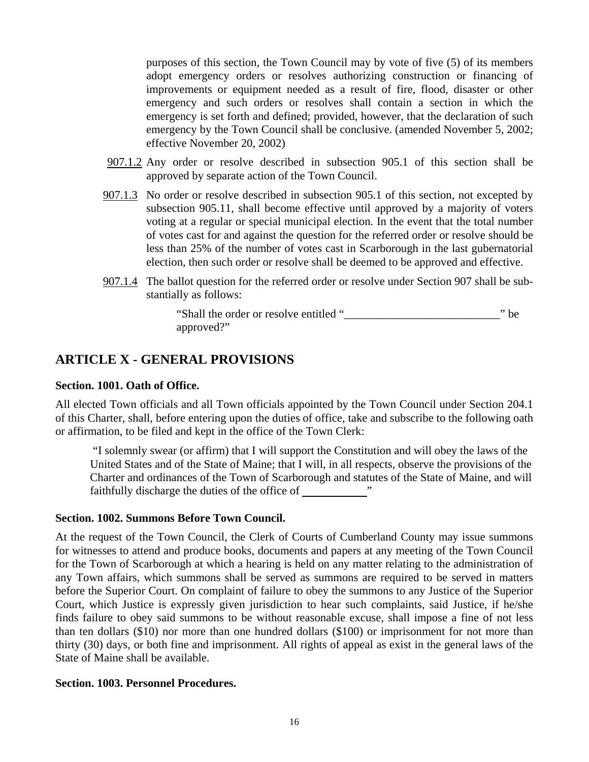purposes of this section, the Town Council may by vote of five (5) of its members adopt emergency orders or resolves authorizing construction or financing of improvements or equipment needed as a result of fire, flood, disaster or other emergency and such orders or resolves shall contain a section in which the emergency is set forth and defined; provided, however, that the declaration of such emergency by the Town Council shall be conclusive. (amended November 5, 2002; effective November 20, 2002)

907.1.2 Any order or resolve described in subsection 905.1 of this section shall be approved by separate action of the Town Council.

907.1.3 No order or resolve described in subsection 905.1 of this section, not excepted by subsection 905.11, shall become effective until approved by a majority of voters voting at a regular or special municipal election. In the event that the total number of votes cast for and against the question for the referred order or resolve should be less than 25% of the number of votes cast in Scarborough in the last gubernatorial election, then such order or resolve shall be deemed to be approved and effective.

907.1.4 The ballot question for the referred order or resolve under Section 907 shall be substantially as follows:

> "Shall the order or resolve entitled "___________________________" be approved?"

## ARTICLE X - GENERAL PROVISIONS

**Section. 1001. Oath of Office.**

All elected Town officials and all Town officials appointed by the Town Council under Section 204.1 of this Charter, shall, before entering upon the duties of office, take and subscribe to the following oath or affirmation, to be filed and kept in the office of the Town Clerk:

> "I solemnly swear (or affirm) that I will support the Constitution and will obey the laws of the United States and of the State of Maine; that I will, in all respects, observe the provisions of the Charter and ordinances of the Town of Scarborough and statutes of the State of Maine, and will faithfully discharge the duties of the office of ___________"

**Section. 1002. Summons Before Town Council.**

At the request of the Town Council, the Clerk of Courts of Cumberland County may issue summons for witnesses to attend and produce books, documents and papers at any meeting of the Town Council for the Town of Scarborough at which a hearing is held on any matter relating to the administration of any Town affairs, which summons shall be served as summons are required to be served in matters before the Superior Court. On complaint of failure to obey the summons to any Justice of the Superior Court, which Justice is expressly given jurisdiction to hear such complaints, said Justice, if he/she finds failure to obey said summons to be without reasonable excuse, shall impose a fine of not less than ten dollars ($10) nor more than one hundred dollars ($100) or imprisonment for not more than thirty (30) days, or both fine and imprisonment. All rights of appeal as exist in the general laws of the State of Maine shall be available.

**Section. 1003. Personnel Procedures.**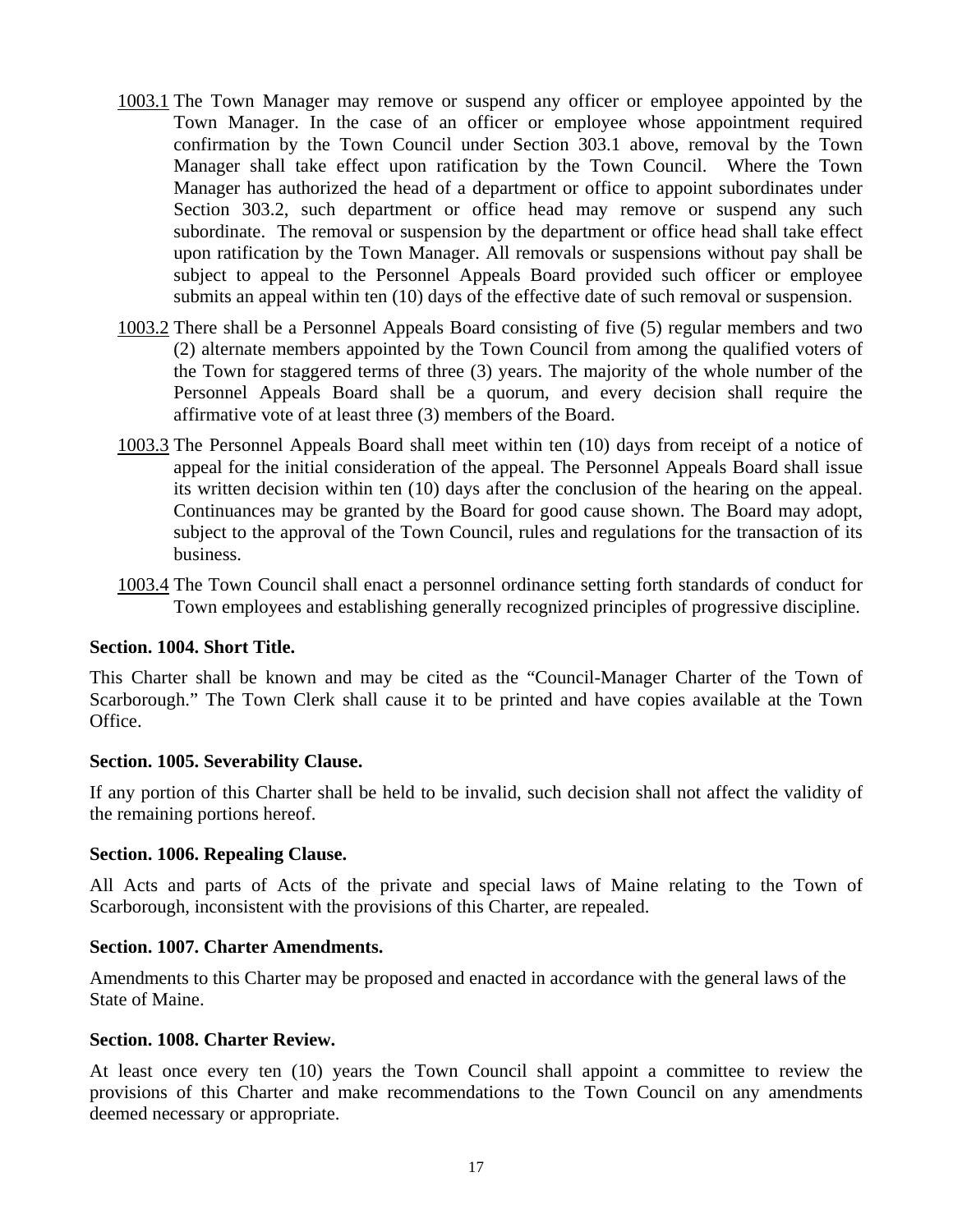<u>1003.1</u> The Town Manager may remove or suspend any officer or employee appointed by the Town Manager. In the case of an officer or employee whose appointment required confirmation by the Town Council under Section 303.1 above, removal by the Town Manager shall take effect upon ratification by the Town Council. Where the Town Manager has authorized the head of a department or office to appoint subordinates under Section 303.2, such department or office head may remove or suspend any such subordinate. The removal or suspension by the department or office head shall take effect upon ratification by the Town Manager. All removals or suspensions without pay shall be subject to appeal to the Personnel Appeals Board provided such officer or employee submits an appeal within ten (10) days of the effective date of such removal or suspension.

<u>1003.2</u> There shall be a Personnel Appeals Board consisting of five (5) regular members and two (2) alternate members appointed by the Town Council from among the qualified voters of the Town for staggered terms of three (3) years. The majority of the whole number of the Personnel Appeals Board shall be a quorum, and every decision shall require the affirmative vote of at least three (3) members of the Board.

<u>1003.3</u> The Personnel Appeals Board shall meet within ten (10) days from receipt of a notice of appeal for the initial consideration of the appeal. The Personnel Appeals Board shall issue its written decision within ten (10) days after the conclusion of the hearing on the appeal. Continuances may be granted by the Board for good cause shown. The Board may adopt, subject to the approval of the Town Council, rules and regulations for the transaction of its business.

<u>1003.4</u> The Town Council shall enact a personnel ordinance setting forth standards of conduct for Town employees and establishing generally recognized principles of progressive discipline.

**Section. 1004. Short Title.**

This Charter shall be known and may be cited as the "Council-Manager Charter of the Town of Scarborough." The Town Clerk shall cause it to be printed and have copies available at the Town Office.

**Section. 1005. Severability Clause.**

If any portion of this Charter shall be held to be invalid, such decision shall not affect the validity of the remaining portions hereof.

**Section. 1006. Repealing Clause.**

All Acts and parts of Acts of the private and special laws of Maine relating to the Town of Scarborough, inconsistent with the provisions of this Charter, are repealed.

**Section. 1007. Charter Amendments.**

Amendments to this Charter may be proposed and enacted in accordance with the general laws of the State of Maine.

**Section. 1008. Charter Review.**

At least once every ten (10) years the Town Council shall appoint a committee to review the provisions of this Charter and make recommendations to the Town Council on any amendments deemed necessary or appropriate.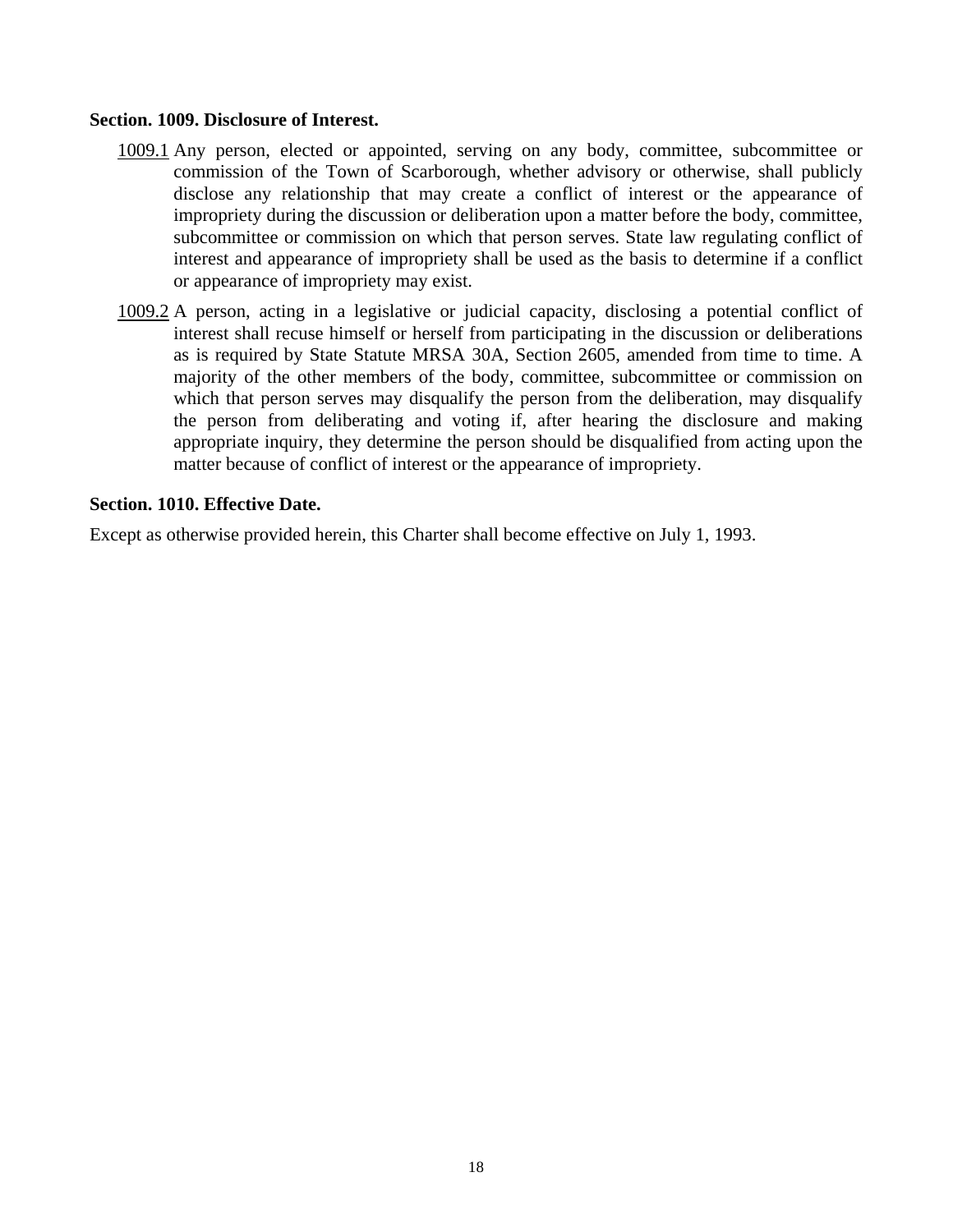**Section. 1009. Disclosure of Interest.**

1009.1 Any person, elected or appointed, serving on any body, committee, subcommittee or commission of the Town of Scarborough, whether advisory or otherwise, shall publicly disclose any relationship that may create a conflict of interest or the appearance of impropriety during the discussion or deliberation upon a matter before the body, committee, subcommittee or commission on which that person serves. State law regulating conflict of interest and appearance of impropriety shall be used as the basis to determine if a conflict or appearance of impropriety may exist.

1009.2 A person, acting in a legislative or judicial capacity, disclosing a potential conflict of interest shall recuse himself or herself from participating in the discussion or deliberations as is required by State Statute MRSA 30A, Section 2605, amended from time to time. A majority of the other members of the body, committee, subcommittee or commission on which that person serves may disqualify the person from the deliberation, may disqualify the person from deliberating and voting if, after hearing the disclosure and making appropriate inquiry, they determine the person should be disqualified from acting upon the matter because of conflict of interest or the appearance of impropriety.

**Section. 1010. Effective Date.**

Except as otherwise provided herein, this Charter shall become effective on July 1, 1993.